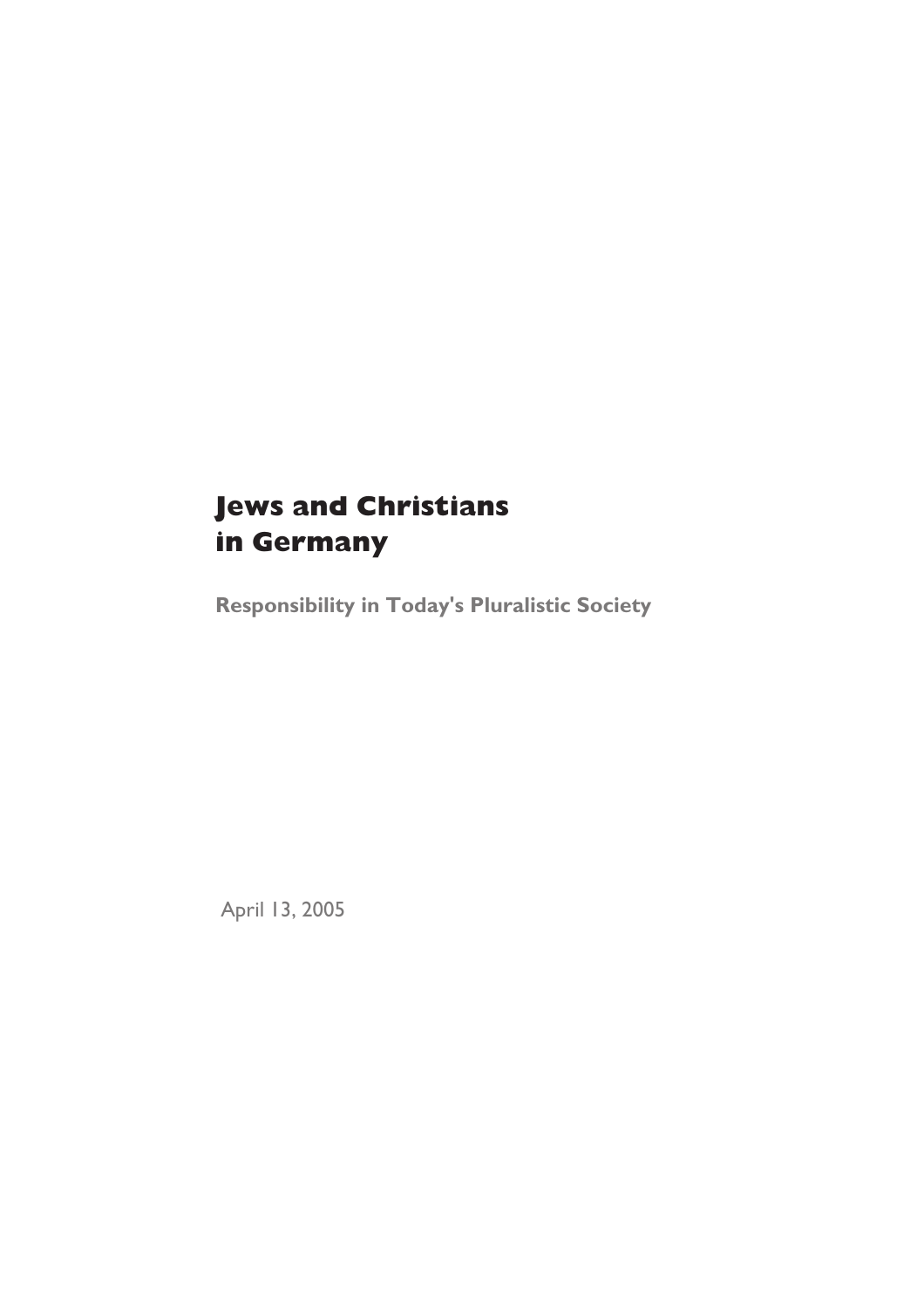# Jews and Christians in Germany

**Responsibility in Today's Pluralistic Society**

April 13, 2005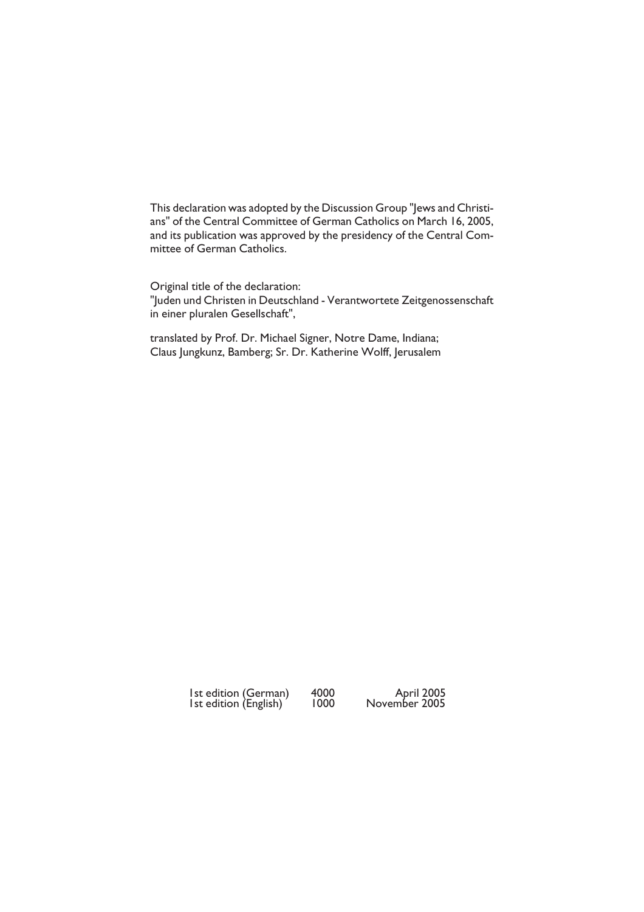This declaration was adopted by the Discussion Group "Jews and Christians" of the Central Committee of German Catholics on March 16, 2005, and its publication was approved by the presidency of the Central Committee of German Catholics.

Original title of the declaration:
"Juden und Christen in Deutschland - Verantwortete Zeitgenossenschaft in einer pluralen Gesellschaft",

translated by Prof. Dr. Michael Signer, Notre Dame, Indiana; Claus Jungkunz, Bamberg; Sr. Dr. Katherine Wolff, Jerusalem

| | | |
|---|---|---|
| 1st edition (German) | 4000 | April 2005 |
| 1st edition (English) | 1000 | November 2005 |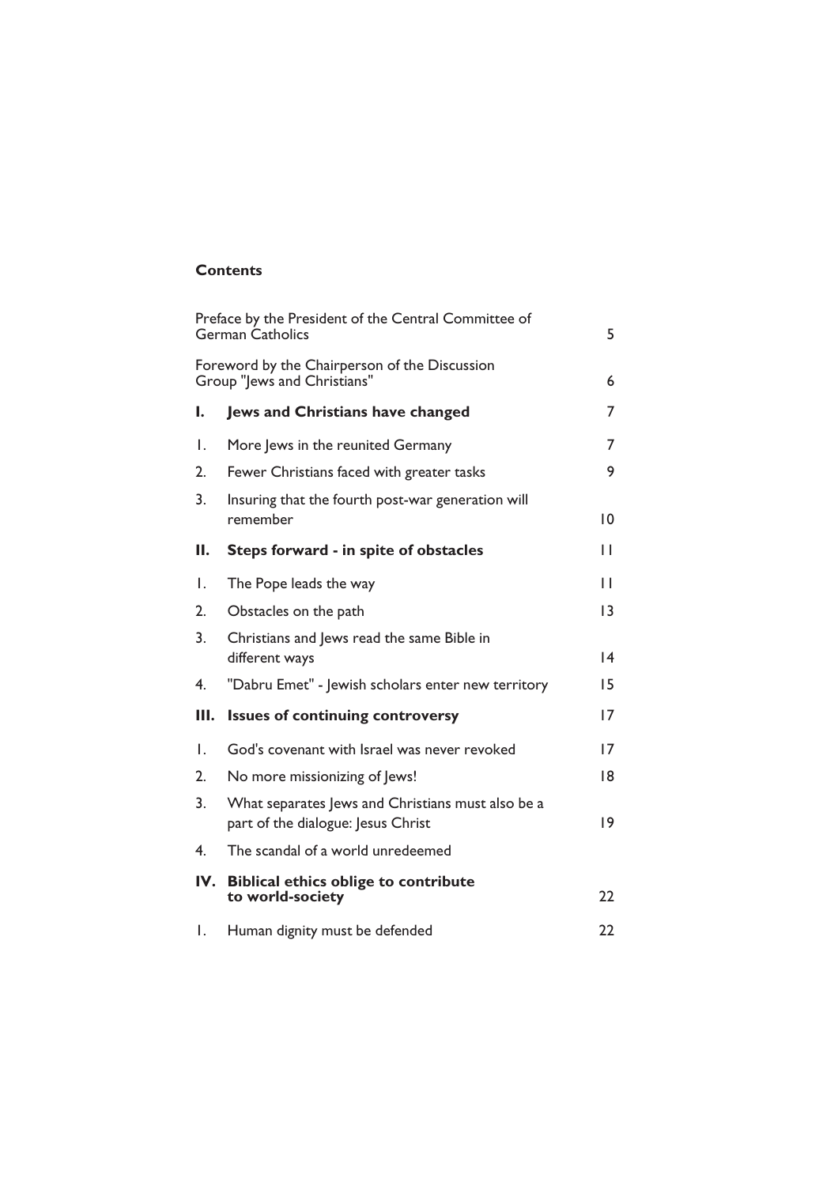**Contents**

| | | |
|---|---|---|
| Preface by the President of the Central Committee of German Catholics | | 5 |
| Foreword by the Chairperson of the Discussion Group "Jews and Christians" | | 6 |
| **I.** | **Jews and Christians have changed** | 7 |
| 1. | More Jews in the reunited Germany | 7 |
| 2. | Fewer Christians faced with greater tasks | 9 |
| 3. | Insuring that the fourth post-war generation will remember | 10 |
| **II.** | **Steps forward - in spite of obstacles** | 11 |
| 1. | The Pope leads the way | 11 |
| 2. | Obstacles on the path | 13 |
| 3. | Christians and Jews read the same Bible in different ways | 14 |
| 4. | "Dabru Emet" - Jewish scholars enter new territory | 15 |
| **III.** | **Issues of continuing controversy** | 17 |
| 1. | God's covenant with Israel was never revoked | 17 |
| 2. | No more missionizing of Jews! | 18 |
| 3. | What separates Jews and Christians must also be a part of the dialogue: Jesus Christ | 19 |
| 4. | The scandal of a world unredeemed | |
| **IV.** | **Biblical ethics oblige to contribute to world-society** | 22 |
| 1. | Human dignity must be defended | 22 |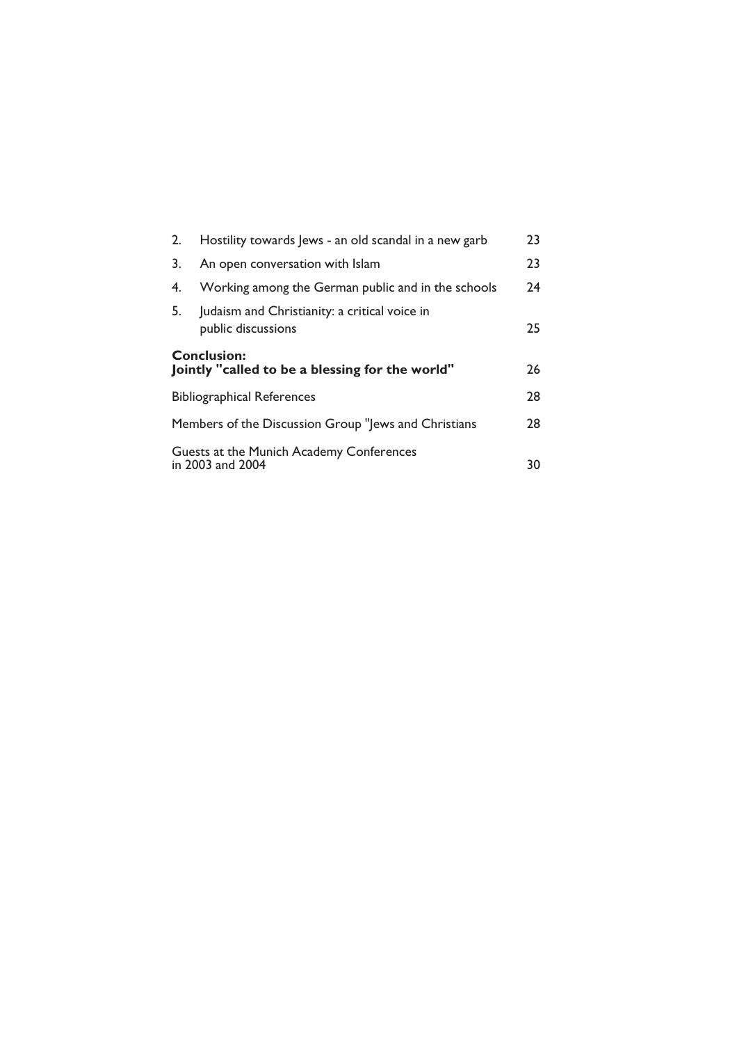| | | |
|---|---|---|
| 2. | Hostility towards Jews - an old scandal in a new garb | 23 |
| 3. | An open conversation with Islam | 23 |
| 4. | Working among the German public and in the schools | 24 |
| 5. | Judaism and Christianity: a critical voice in public discussions | 25 |
| **Conclusion:** **Jointly "called to be a blessing for the world"** | | 26 |
| Bibliographical References | | 28 |
| Members of the Discussion Group "Jews and Christians | | 28 |
| Guests at the Munich Academy Conferences in 2003 and 2004 | | 30 |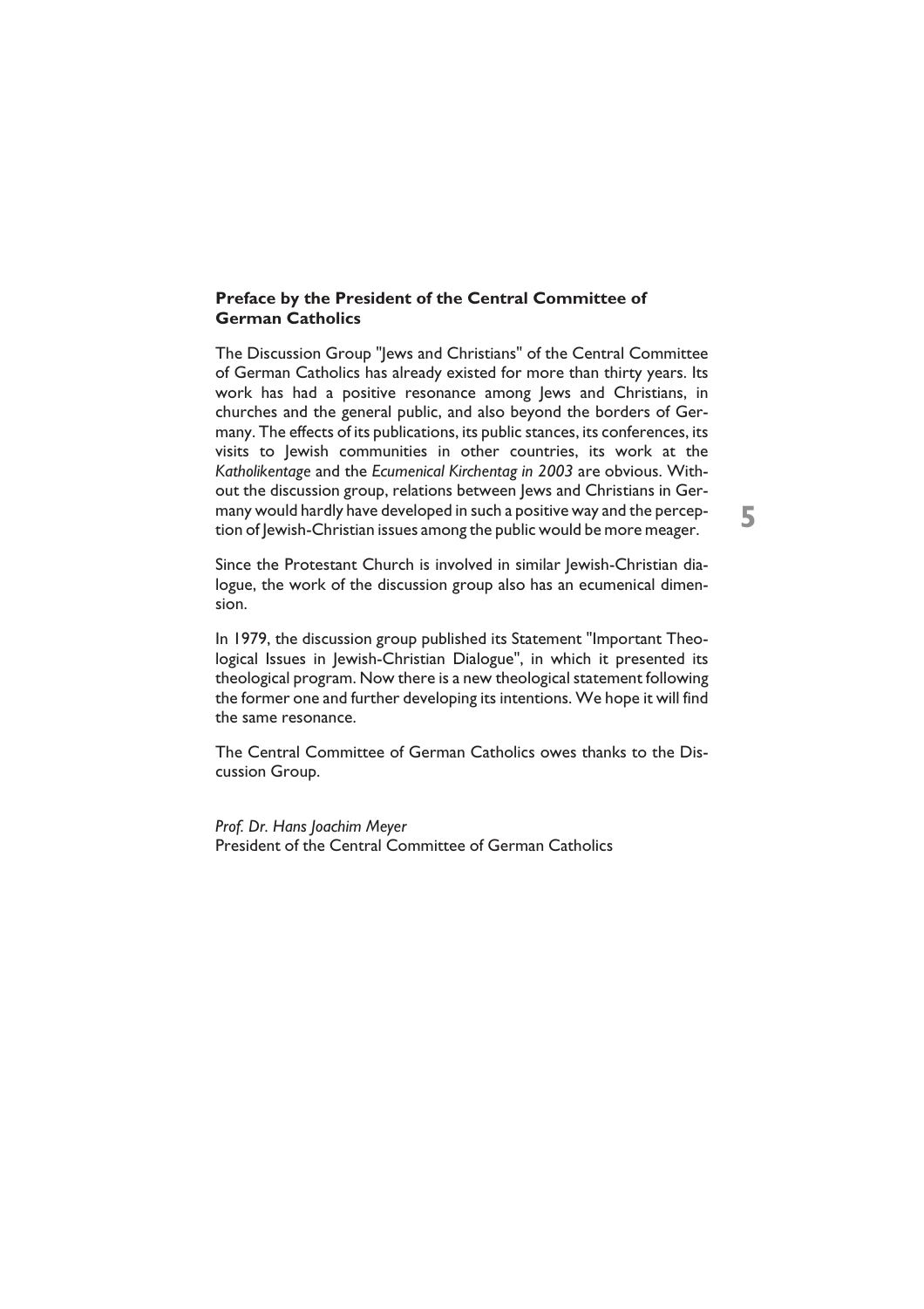## Preface by the President of the Central Committee of German Catholics

The Discussion Group "Jews and Christians" of the Central Committee of German Catholics has already existed for more than thirty years. Its work has had a positive resonance among Jews and Christians, in churches and the general public, and also beyond the borders of Germany. The effects of its publications, its public stances, its conferences, its visits to Jewish communities in other countries, its work at the *Katholikentage* and the *Ecumenical Kirchentag in 2003* are obvious. Without the discussion group, relations between Jews and Christians in Germany would hardly have developed in such a positive way and the perception of Jewish-Christian issues among the public would be more meager.

Since the Protestant Church is involved in similar Jewish-Christian dialogue, the work of the discussion group also has an ecumenical dimension.

In 1979, the discussion group published its Statement "Important Theological Issues in Jewish-Christian Dialogue", in which it presented its theological program. Now there is a new theological statement following the former one and further developing its intentions. We hope it will find the same resonance.

The Central Committee of German Catholics owes thanks to the Discussion Group.

*Prof. Dr. Hans Joachim Meyer*
President of the Central Committee of German Catholics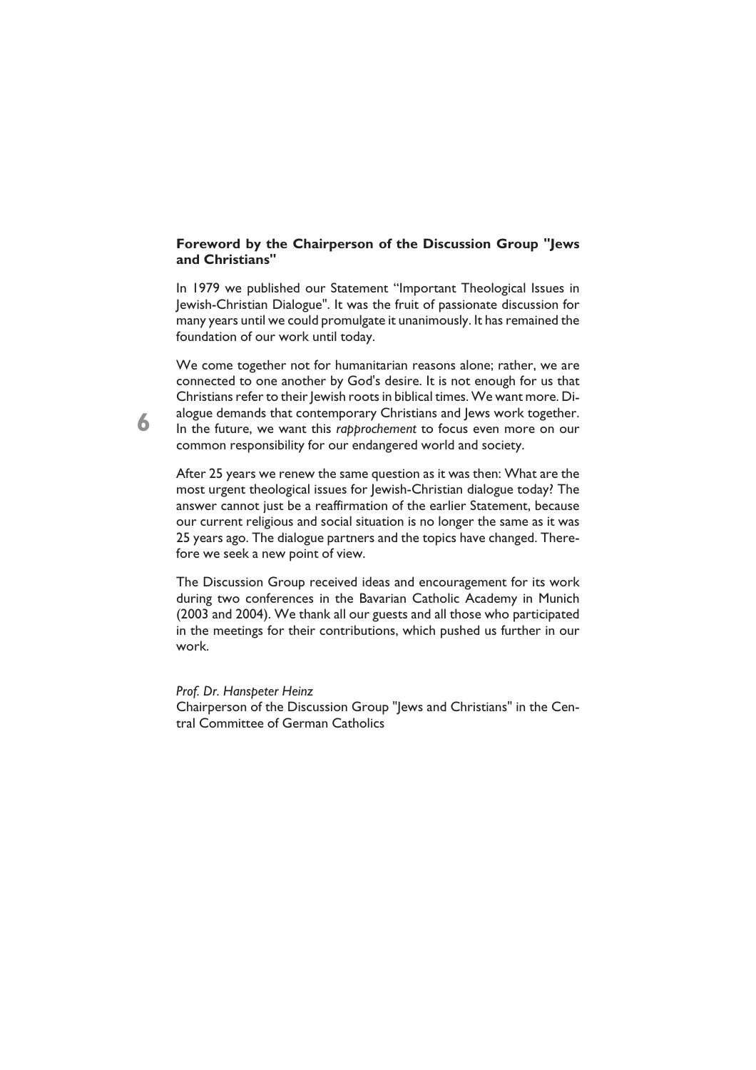## Foreword by the Chairperson of the Discussion Group "Jews and Christians"

In 1979 we published our Statement "Important Theological Issues in Jewish-Christian Dialogue". It was the fruit of passionate discussion for many years until we could promulgate it unanimously. It has remained the foundation of our work until today.

We come together not for humanitarian reasons alone; rather, we are connected to one another by God's desire. It is not enough for us that Christians refer to their Jewish roots in biblical times. We want more. Dialogue demands that contemporary Christians and Jews work together. In the future, we want this *rapprochement* to focus even more on our common responsibility for our endangered world and society.

After 25 years we renew the same question as it was then: What are the most urgent theological issues for Jewish-Christian dialogue today? The answer cannot just be a reaffirmation of the earlier Statement, because our current religious and social situation is no longer the same as it was 25 years ago. The dialogue partners and the topics have changed. Therefore we seek a new point of view.

The Discussion Group received ideas and encouragement for its work during two conferences in the Bavarian Catholic Academy in Munich (2003 and 2004). We thank all our guests and all those who participated in the meetings for their contributions, which pushed us further in our work.

*Prof. Dr. Hanspeter Heinz*
Chairperson of the Discussion Group "Jews and Christians" in the Central Committee of German Catholics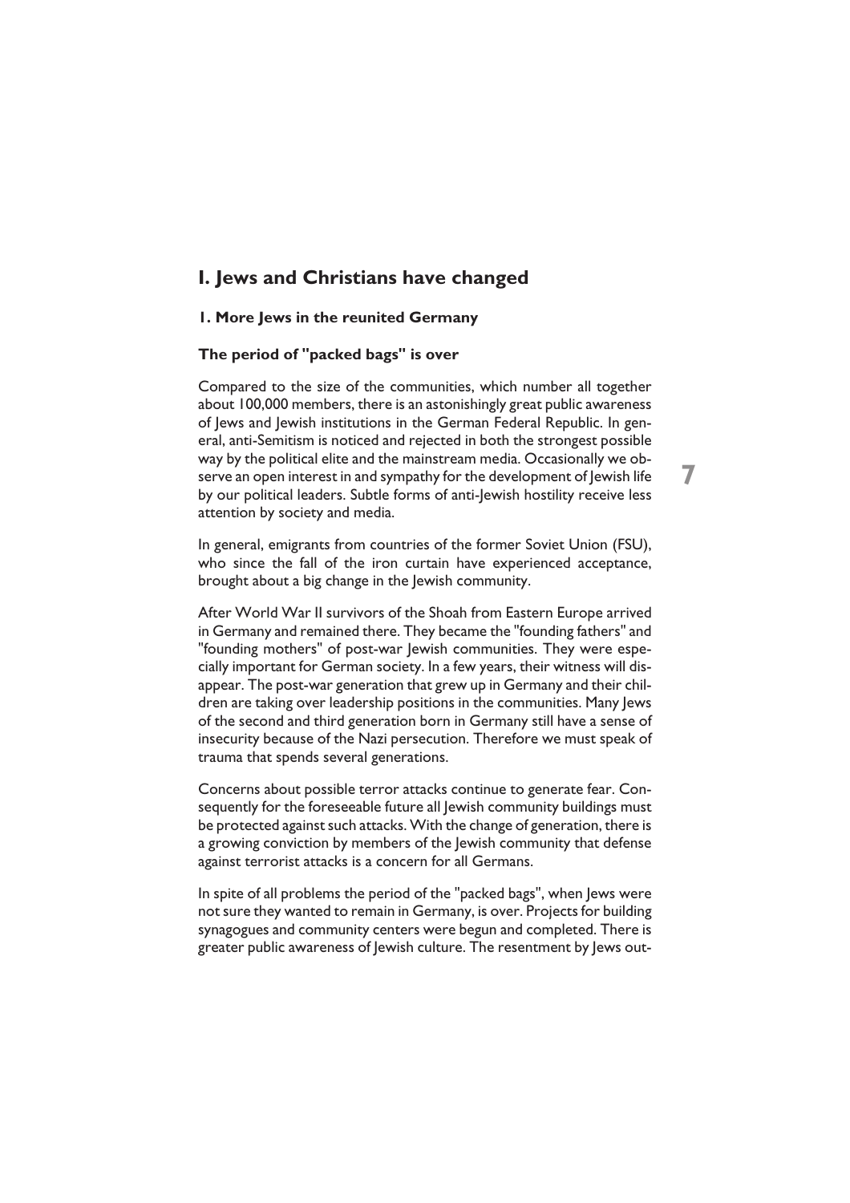# I. Jews and Christians have changed

## 1. More Jews in the reunited Germany

### The period of "packed bags" is over

Compared to the size of the communities, which number all together about 100,000 members, there is an astonishingly great public awareness of Jews and Jewish institutions in the German Federal Republic. In general, anti-Semitism is noticed and rejected in both the strongest possible way by the political elite and the mainstream media. Occasionally we observe an open interest in and sympathy for the development of Jewish life by our political leaders. Subtle forms of anti-Jewish hostility receive less attention by society and media.

In general, emigrants from countries of the former Soviet Union (FSU), who since the fall of the iron curtain have experienced acceptance, brought about a big change in the Jewish community.

After World War II survivors of the Shoah from Eastern Europe arrived in Germany and remained there. They became the "founding fathers" and "founding mothers" of post-war Jewish communities. They were especially important for German society. In a few years, their witness will disappear. The post-war generation that grew up in Germany and their children are taking over leadership positions in the communities. Many Jews of the second and third generation born in Germany still have a sense of insecurity because of the Nazi persecution. Therefore we must speak of trauma that spends several generations.

Concerns about possible terror attacks continue to generate fear. Consequently for the foreseeable future all Jewish community buildings must be protected against such attacks. With the change of generation, there is a growing conviction by members of the Jewish community that defense against terrorist attacks is a concern for all Germans.

In spite of all problems the period of the "packed bags", when Jews were not sure they wanted to remain in Germany, is over. Projects for building synagogues and community centers were begun and completed. There is greater public awareness of Jewish culture. The resentment by Jews out-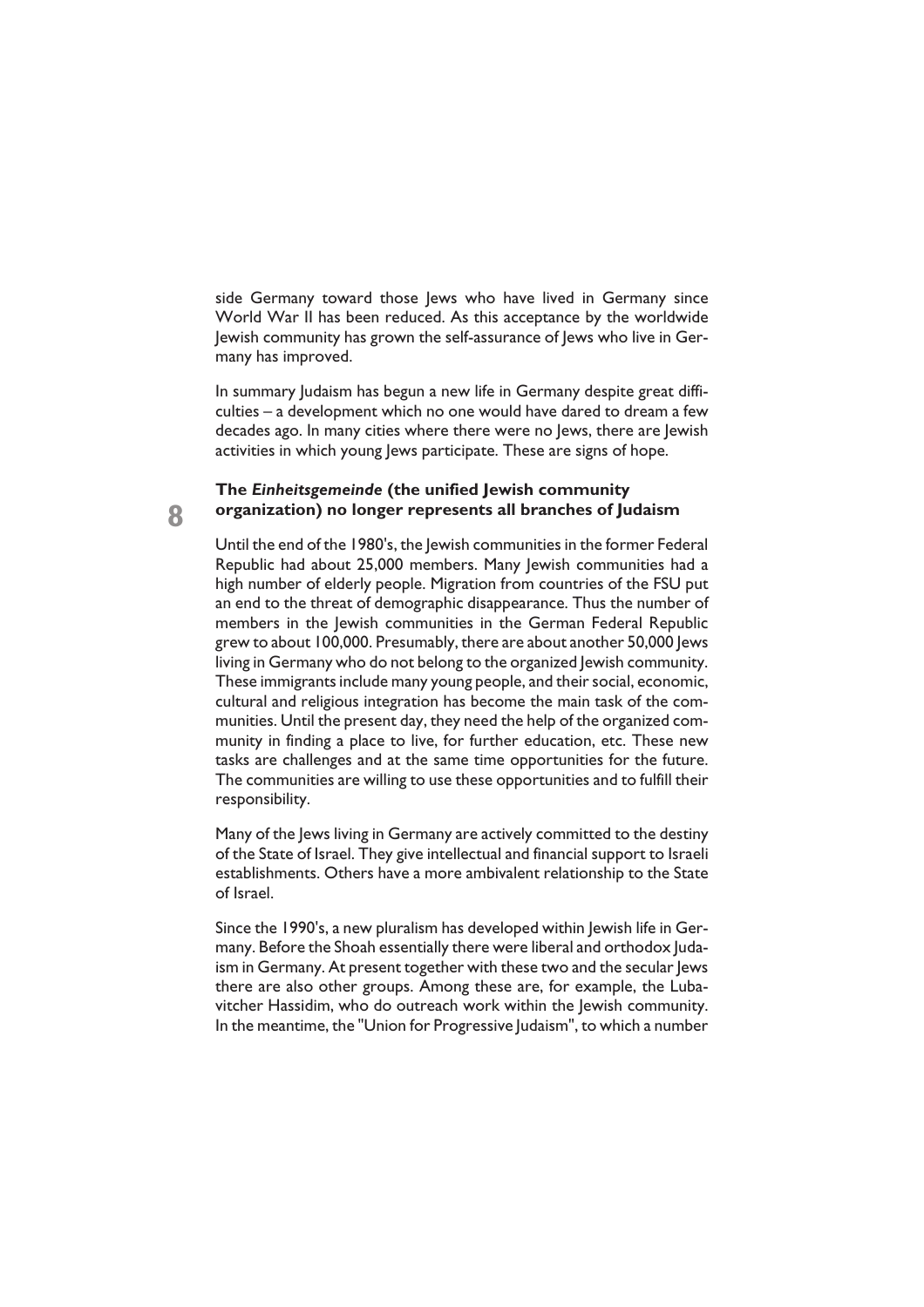side Germany toward those Jews who have lived in Germany since World War II has been reduced. As this acceptance by the worldwide Jewish community has grown the self-assurance of Jews who live in Germany has improved.

In summary Judaism has begun a new life in Germany despite great difficulties – a development which no one would have dared to dream a few decades ago. In many cities where there were no Jews, there are Jewish activities in which young Jews participate. These are signs of hope.

### The *Einheitsgemeinde* (the unified Jewish community organization) no longer represents all branches of Judaism

Until the end of the 1980's, the Jewish communities in the former Federal Republic had about 25,000 members. Many Jewish communities had a high number of elderly people. Migration from countries of the FSU put an end to the threat of demographic disappearance. Thus the number of members in the Jewish communities in the German Federal Republic grew to about 100,000. Presumably, there are about another 50,000 Jews living in Germany who do not belong to the organized Jewish community. These immigrants include many young people, and their social, economic, cultural and religious integration has become the main task of the communities. Until the present day, they need the help of the organized community in finding a place to live, for further education, etc. These new tasks are challenges and at the same time opportunities for the future. The communities are willing to use these opportunities and to fulfill their responsibility.

Many of the Jews living in Germany are actively committed to the destiny of the State of Israel. They give intellectual and financial support to Israeli establishments. Others have a more ambivalent relationship to the State of Israel.

Since the 1990's, a new pluralism has developed within Jewish life in Germany. Before the Shoah essentially there were liberal and orthodox Judaism in Germany. At present together with these two and the secular Jews there are also other groups. Among these are, for example, the Lubavitcher Hassidim, who do outreach work within the Jewish community. In the meantime, the "Union for Progressive Judaism", to which a number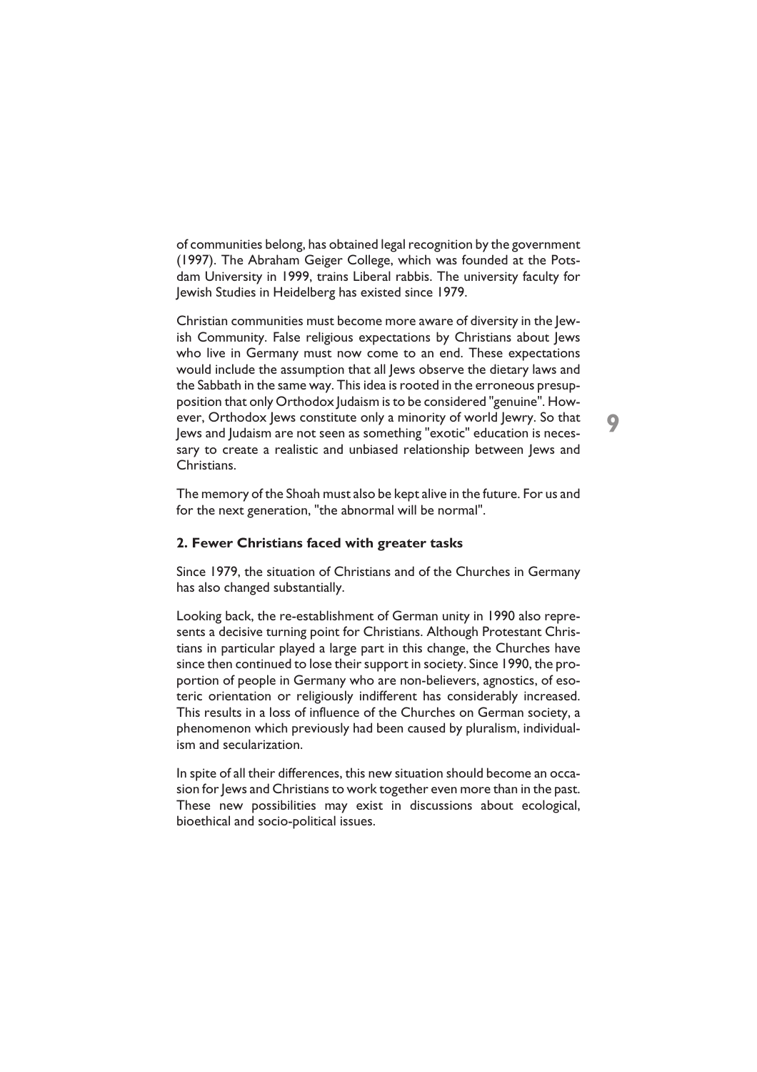of communities belong, has obtained legal recognition by the government (1997). The Abraham Geiger College, which was founded at the Potsdam University in 1999, trains Liberal rabbis. The university faculty for Jewish Studies in Heidelberg has existed since 1979.

Christian communities must become more aware of diversity in the Jewish Community. False religious expectations by Christians about Jews who live in Germany must now come to an end. These expectations would include the assumption that all Jews observe the dietary laws and the Sabbath in the same way. This idea is rooted in the erroneous presupposition that only Orthodox Judaism is to be considered "genuine". However, Orthodox Jews constitute only a minority of world Jewry. So that Jews and Judaism are not seen as something "exotic" education is necessary to create a realistic and unbiased relationship between Jews and Christians.

The memory of the Shoah must also be kept alive in the future. For us and for the next generation, "the abnormal will be normal".

**2. Fewer Christians faced with greater tasks**

Since 1979, the situation of Christians and of the Churches in Germany has also changed substantially.

Looking back, the re-establishment of German unity in 1990 also represents a decisive turning point for Christians. Although Protestant Christians in particular played a large part in this change, the Churches have since then continued to lose their support in society. Since 1990, the proportion of people in Germany who are non-believers, agnostics, of esoteric orientation or religiously indifferent has considerably increased. This results in a loss of influence of the Churches on German society, a phenomenon which previously had been caused by pluralism, individualism and secularization.

In spite of all their differences, this new situation should become an occasion for Jews and Christians to work together even more than in the past. These new possibilities may exist in discussions about ecological, bioethical and socio-political issues.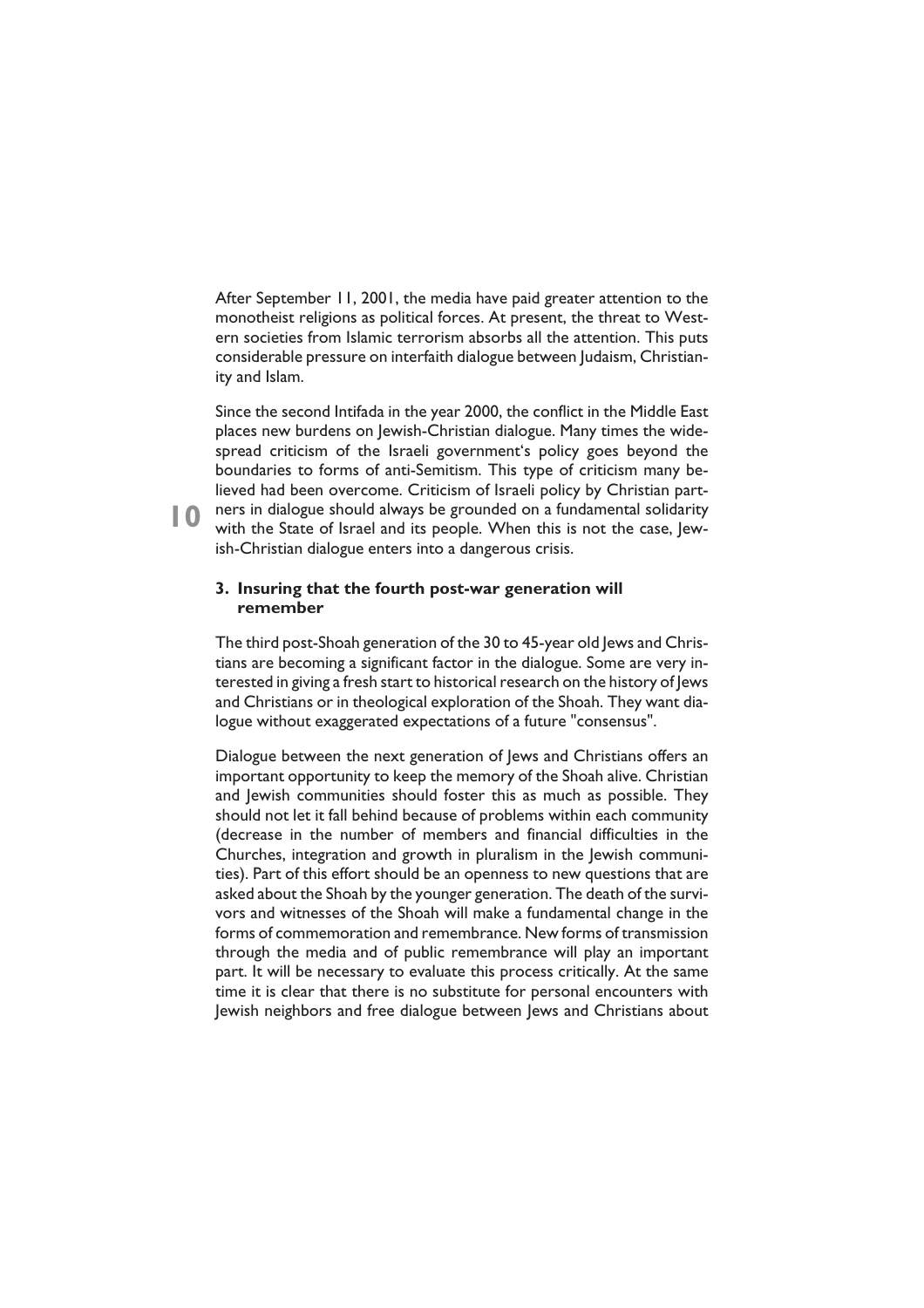After September 11, 2001, the media have paid greater attention to the monotheist religions as political forces. At present, the threat to Western societies from Islamic terrorism absorbs all the attention. This puts considerable pressure on interfaith dialogue between Judaism, Christianity and Islam.

Since the second Intifada in the year 2000, the conflict in the Middle East places new burdens on Jewish-Christian dialogue. Many times the widespread criticism of the Israeli government's policy goes beyond the boundaries to forms of anti-Semitism. This type of criticism many believed had been overcome. Criticism of Israeli policy by Christian partners in dialogue should always be grounded on a fundamental solidarity with the State of Israel and its people. When this is not the case, Jewish-Christian dialogue enters into a dangerous crisis.

### 3. Insuring that the fourth post-war generation will remember

The third post-Shoah generation of the 30 to 45-year old Jews and Christians are becoming a significant factor in the dialogue. Some are very interested in giving a fresh start to historical research on the history of Jews and Christians or in theological exploration of the Shoah. They want dialogue without exaggerated expectations of a future "consensus".

Dialogue between the next generation of Jews and Christians offers an important opportunity to keep the memory of the Shoah alive. Christian and Jewish communities should foster this as much as possible. They should not let it fall behind because of problems within each community (decrease in the number of members and financial difficulties in the Churches, integration and growth in pluralism in the Jewish communities). Part of this effort should be an openness to new questions that are asked about the Shoah by the younger generation. The death of the survivors and witnesses of the Shoah will make a fundamental change in the forms of commemoration and remembrance. New forms of transmission through the media and of public remembrance will play an important part. It will be necessary to evaluate this process critically. At the same time it is clear that there is no substitute for personal encounters with Jewish neighbors and free dialogue between Jews and Christians about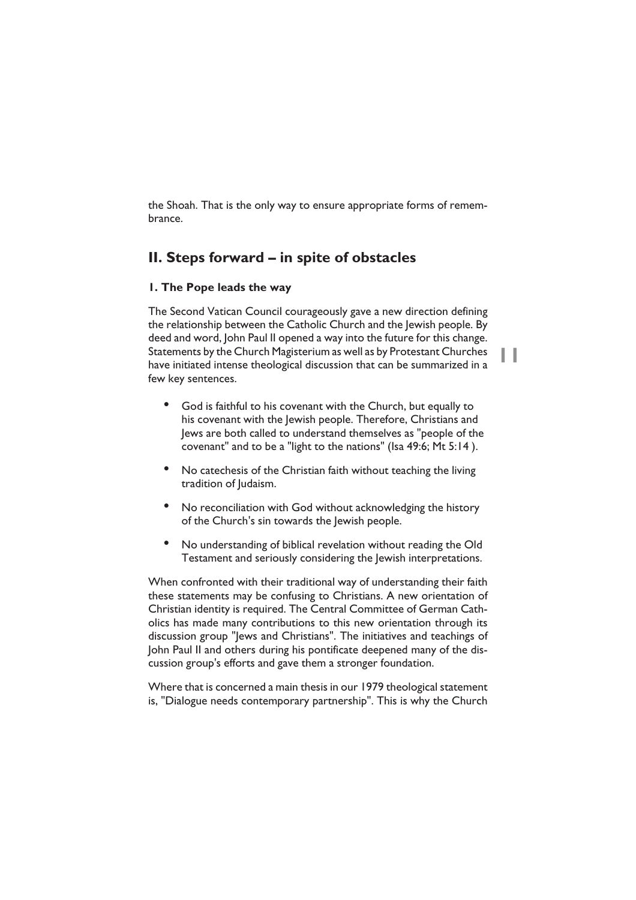the Shoah. That is the only way to ensure appropriate forms of remembrance.

## II. Steps forward – in spite of obstacles

### 1. The Pope leads the way

The Second Vatican Council courageously gave a new direction defining the relationship between the Catholic Church and the Jewish people. By deed and word, John Paul II opened a way into the future for this change. Statements by the Church Magisterium as well as by Protestant Churches have initiated intense theological discussion that can be summarized in a few key sentences.

- God is faithful to his covenant with the Church, but equally to his covenant with the Jewish people. Therefore, Christians and Jews are both called to understand themselves as "people of the covenant" and to be a "light to the nations" (Isa 49:6; Mt 5:14 ).
- No catechesis of the Christian faith without teaching the living tradition of Judaism.
- No reconciliation with God without acknowledging the history of the Church's sin towards the Jewish people.
- No understanding of biblical revelation without reading the Old Testament and seriously considering the Jewish interpretations.

When confronted with their traditional way of understanding their faith these statements may be confusing to Christians. A new orientation of Christian identity is required. The Central Committee of German Catholics has made many contributions to this new orientation through its discussion group "Jews and Christians". The initiatives and teachings of John Paul II and others during his pontificate deepened many of the discussion group's efforts and gave them a stronger foundation.

Where that is concerned a main thesis in our 1979 theological statement is, "Dialogue needs contemporary partnership". This is why the Church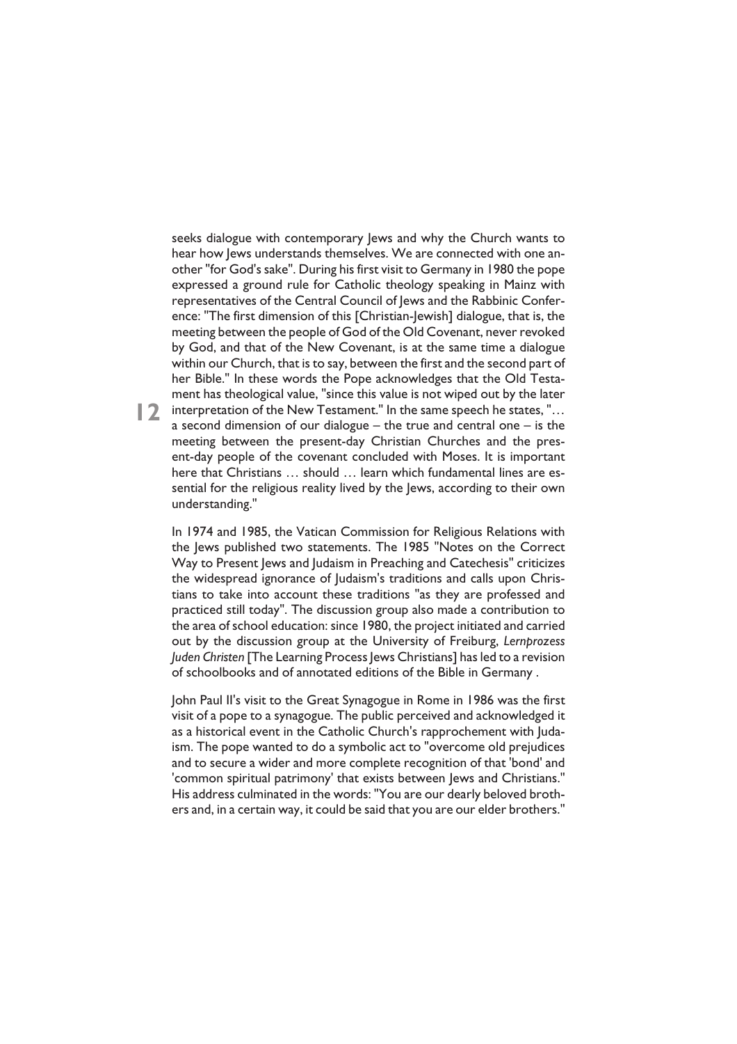seeks dialogue with contemporary Jews and why the Church wants to hear how Jews understands themselves. We are connected with one another "for God's sake". During his first visit to Germany in 1980 the pope expressed a ground rule for Catholic theology speaking in Mainz with representatives of the Central Council of Jews and the Rabbinic Conference: "The first dimension of this [Christian-Jewish] dialogue, that is, the meeting between the people of God of the Old Covenant, never revoked by God, and that of the New Covenant, is at the same time a dialogue within our Church, that is to say, between the first and the second part of her Bible." In these words the Pope acknowledges that the Old Testament has theological value, "since this value is not wiped out by the later interpretation of the New Testament." In the same speech he states, "… a second dimension of our dialogue – the true and central one – is the meeting between the present-day Christian Churches and the present-day people of the covenant concluded with Moses. It is important here that Christians … should … learn which fundamental lines are essential for the religious reality lived by the Jews, according to their own understanding."

In 1974 and 1985, the Vatican Commission for Religious Relations with the Jews published two statements. The 1985 "Notes on the Correct Way to Present Jews and Judaism in Preaching and Catechesis" criticizes the widespread ignorance of Judaism's traditions and calls upon Christians to take into account these traditions "as they are professed and practiced still today". The discussion group also made a contribution to the area of school education: since 1980, the project initiated and carried out by the discussion group at the University of Freiburg, *Lernprozess Juden Christen* [The Learning Process Jews Christians] has led to a revision of schoolbooks and of annotated editions of the Bible in Germany .

John Paul II's visit to the Great Synagogue in Rome in 1986 was the first visit of a pope to a synagogue. The public perceived and acknowledged it as a historical event in the Catholic Church's rapprochement with Judaism. The pope wanted to do a symbolic act to "overcome old prejudices and to secure a wider and more complete recognition of that 'bond' and 'common spiritual patrimony' that exists between Jews and Christians." His address culminated in the words: "You are our dearly beloved brothers and, in a certain way, it could be said that you are our elder brothers."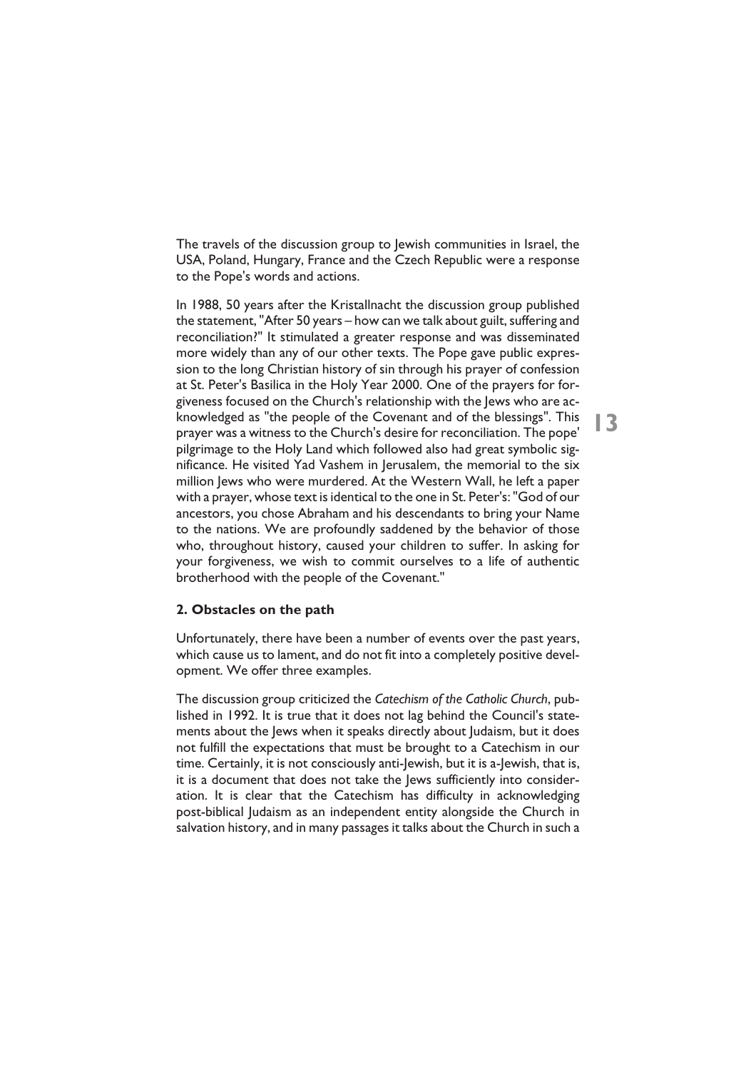The travels of the discussion group to Jewish communities in Israel, the USA, Poland, Hungary, France and the Czech Republic were a response to the Pope's words and actions.

In 1988, 50 years after the Kristallnacht the discussion group published the statement, "After 50 years – how can we talk about guilt, suffering and reconciliation?" It stimulated a greater response and was disseminated more widely than any of our other texts. The Pope gave public expression to the long Christian history of sin through his prayer of confession at St. Peter's Basilica in the Holy Year 2000. One of the prayers for forgiveness focused on the Church's relationship with the Jews who are acknowledged as "the people of the Covenant and of the blessings". This prayer was a witness to the Church's desire for reconciliation. The pope' pilgrimage to the Holy Land which followed also had great symbolic significance. He visited Yad Vashem in Jerusalem, the memorial to the six million Jews who were murdered. At the Western Wall, he left a paper with a prayer, whose text is identical to the one in St. Peter's: "God of our ancestors, you chose Abraham and his descendants to bring your Name to the nations. We are profoundly saddened by the behavior of those who, throughout history, caused your children to suffer. In asking for your forgiveness, we wish to commit ourselves to a life of authentic brotherhood with the people of the Covenant."

### 2. Obstacles on the path

Unfortunately, there have been a number of events over the past years, which cause us to lament, and do not fit into a completely positive development. We offer three examples.

The discussion group criticized the *Catechism of the Catholic Church*, published in 1992. It is true that it does not lag behind the Council's statements about the Jews when it speaks directly about Judaism, but it does not fulfill the expectations that must be brought to a Catechism in our time. Certainly, it is not consciously anti-Jewish, but it is a-Jewish, that is, it is a document that does not take the Jews sufficiently into consideration. It is clear that the Catechism has difficulty in acknowledging post-biblical Judaism as an independent entity alongside the Church in salvation history, and in many passages it talks about the Church in such a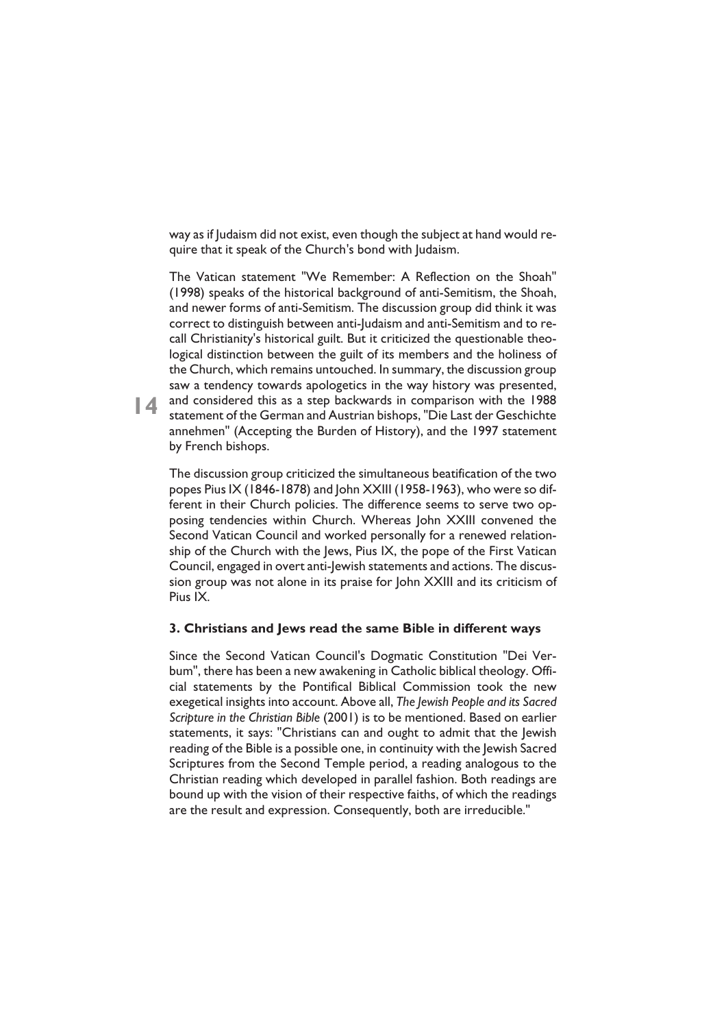way as if Judaism did not exist, even though the subject at hand would require that it speak of the Church's bond with Judaism.

The Vatican statement "We Remember: A Reflection on the Shoah" (1998) speaks of the historical background of anti-Semitism, the Shoah, and newer forms of anti-Semitism. The discussion group did think it was correct to distinguish between anti-Judaism and anti-Semitism and to recall Christianity's historical guilt. But it criticized the questionable theological distinction between the guilt of its members and the holiness of the Church, which remains untouched. In summary, the discussion group saw a tendency towards apologetics in the way history was presented, and considered this as a step backwards in comparison with the 1988 statement of the German and Austrian bishops, "Die Last der Geschichte annehmen" (Accepting the Burden of History), and the 1997 statement by French bishops.

The discussion group criticized the simultaneous beatification of the two popes Pius IX (1846-1878) and John XXIII (1958-1963), who were so different in their Church policies. The difference seems to serve two opposing tendencies within Church. Whereas John XXIII convened the Second Vatican Council and worked personally for a renewed relationship of the Church with the Jews, Pius IX, the pope of the First Vatican Council, engaged in overt anti-Jewish statements and actions. The discussion group was not alone in its praise for John XXIII and its criticism of Pius IX.

### 3. Christians and Jews read the same Bible in different ways

Since the Second Vatican Council's Dogmatic Constitution "Dei Verbum", there has been a new awakening in Catholic biblical theology. Official statements by the Pontifical Biblical Commission took the new exegetical insights into account. Above all, *The Jewish People and its Sacred Scripture in the Christian Bible* (2001) is to be mentioned. Based on earlier statements, it says: "Christians can and ought to admit that the Jewish reading of the Bible is a possible one, in continuity with the Jewish Sacred Scriptures from the Second Temple period, a reading analogous to the Christian reading which developed in parallel fashion. Both readings are bound up with the vision of their respective faiths, of which the readings are the result and expression. Consequently, both are irreducible."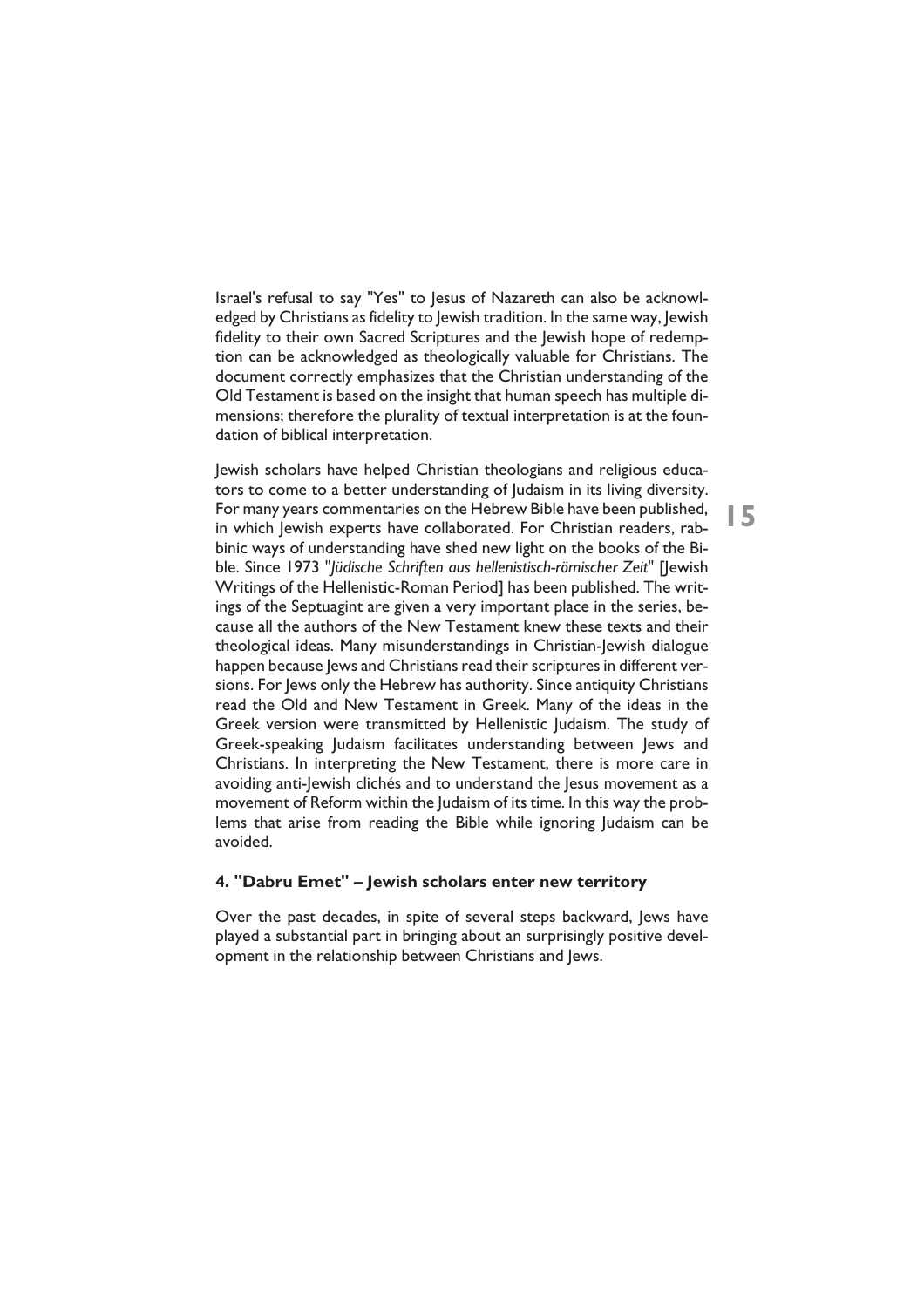Israel's refusal to say "Yes" to Jesus of Nazareth can also be acknowledged by Christians as fidelity to Jewish tradition. In the same way, Jewish fidelity to their own Sacred Scriptures and the Jewish hope of redemption can be acknowledged as theologically valuable for Christians. The document correctly emphasizes that the Christian understanding of the Old Testament is based on the insight that human speech has multiple dimensions; therefore the plurality of textual interpretation is at the foundation of biblical interpretation.

Jewish scholars have helped Christian theologians and religious educators to come to a better understanding of Judaism in its living diversity. For many years commentaries on the Hebrew Bible have been published, in which Jewish experts have collaborated. For Christian readers, rabbinic ways of understanding have shed new light on the books of the Bible. Since 1973 "*Jüdische Schriften aus hellenistisch-römischer Zeit*" [Jewish Writings of the Hellenistic-Roman Period] has been published. The writings of the Septuagint are given a very important place in the series, because all the authors of the New Testament knew these texts and their theological ideas. Many misunderstandings in Christian-Jewish dialogue happen because Jews and Christians read their scriptures in different versions. For Jews only the Hebrew has authority. Since antiquity Christians read the Old and New Testament in Greek. Many of the ideas in the Greek version were transmitted by Hellenistic Judaism. The study of Greek-speaking Judaism facilitates understanding between Jews and Christians. In interpreting the New Testament, there is more care in avoiding anti-Jewish clichés and to understand the Jesus movement as a movement of Reform within the Judaism of its time. In this way the problems that arise from reading the Bible while ignoring Judaism can be avoided.

#### 4. "Dabru Emet" – Jewish scholars enter new territory

Over the past decades, in spite of several steps backward, Jews have played a substantial part in bringing about an surprisingly positive development in the relationship between Christians and Jews.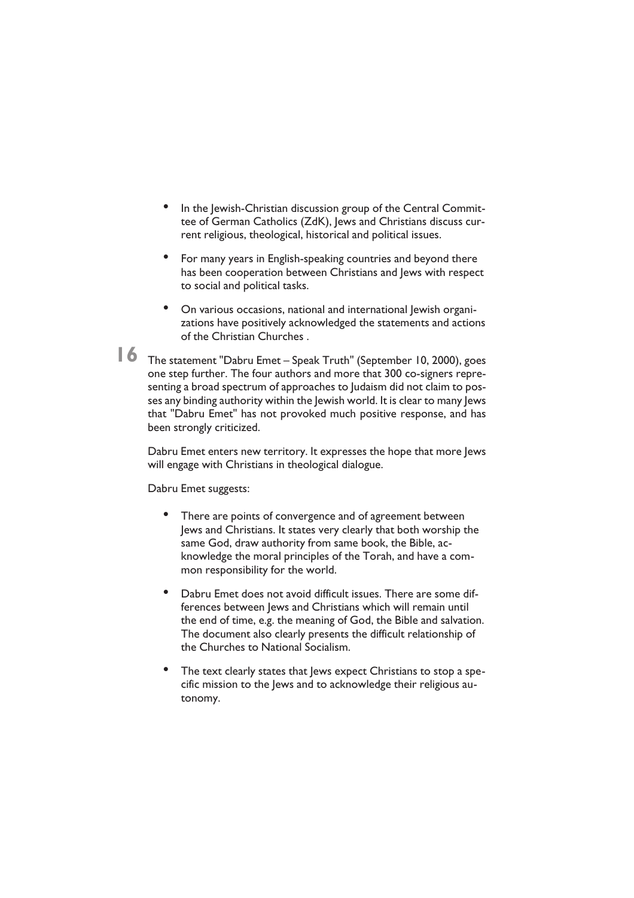- In the Jewish-Christian discussion group of the Central Committee of German Catholics (ZdK), Jews and Christians discuss current religious, theological, historical and political issues.
- For many years in English-speaking countries and beyond there has been cooperation between Christians and Jews with respect to social and political tasks.
- On various occasions, national and international Jewish organizations have positively acknowledged the statements and actions of the Christian Churches .

**16** The statement "Dabru Emet – Speak Truth" (September 10, 2000), goes one step further. The four authors and more that 300 co-signers representing a broad spectrum of approaches to Judaism did not claim to posses any binding authority within the Jewish world. It is clear to many Jews that "Dabru Emet" has not provoked much positive response, and has been strongly criticized.

Dabru Emet enters new territory. It expresses the hope that more Jews will engage with Christians in theological dialogue.

Dabru Emet suggests:

- There are points of convergence and of agreement between Jews and Christians. It states very clearly that both worship the same God, draw authority from same book, the Bible, acknowledge the moral principles of the Torah, and have a common responsibility for the world.
- Dabru Emet does not avoid difficult issues. There are some differences between Jews and Christians which will remain until the end of time, e.g. the meaning of God, the Bible and salvation. The document also clearly presents the difficult relationship of the Churches to National Socialism.
- The text clearly states that Jews expect Christians to stop a specific mission to the Jews and to acknowledge their religious autonomy.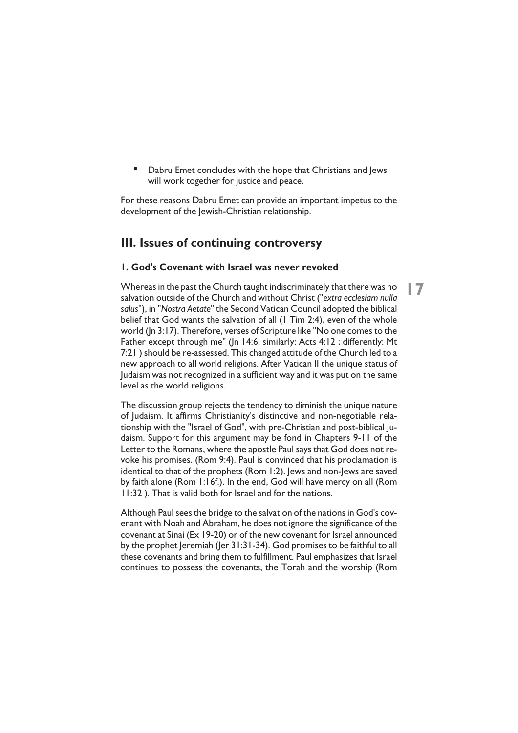- Dabru Emet concludes with the hope that Christians and Jews will work together for justice and peace.

For these reasons Dabru Emet can provide an important impetus to the development of the Jewish-Christian relationship.

## III. Issues of continuing controversy

### 1. God's Covenant with Israel was never revoked

Whereas in the past the Church taught indiscriminately that there was no salvation outside of the Church and without Christ ("*extra ecclesiam nulla salus*"), in "*Nostra Aetate*" the Second Vatican Council adopted the biblical belief that God wants the salvation of all (1 Tim 2:4), even of the whole world (Jn 3:17). Therefore, verses of Scripture like "No one comes to the Father except through me" (Jn 14:6; similarly: Acts 4:12 ; differently: Mt 7:21 ) should be re-assessed. This changed attitude of the Church led to a new approach to all world religions. After Vatican II the unique status of Judaism was not recognized in a sufficient way and it was put on the same level as the world religions.

The discussion group rejects the tendency to diminish the unique nature of Judaism. It affirms Christianity's distinctive and non-negotiable relationship with the "Israel of God", with pre-Christian and post-biblical Judaism. Support for this argument may be fond in Chapters 9-11 of the Letter to the Romans, where the apostle Paul says that God does not revoke his promises. (Rom 9:4). Paul is convinced that his proclamation is identical to that of the prophets (Rom 1:2). Jews and non-Jews are saved by faith alone (Rom 1:16f.). In the end, God will have mercy on all (Rom 11:32 ). That is valid both for Israel and for the nations.

Although Paul sees the bridge to the salvation of the nations in God's covenant with Noah and Abraham, he does not ignore the significance of the covenant at Sinai (Ex 19-20) or of the new covenant for Israel announced by the prophet Jeremiah (Jer 31:31-34). God promises to be faithful to all these covenants and bring them to fulfillment. Paul emphasizes that Israel continues to possess the covenants, the Torah and the worship (Rom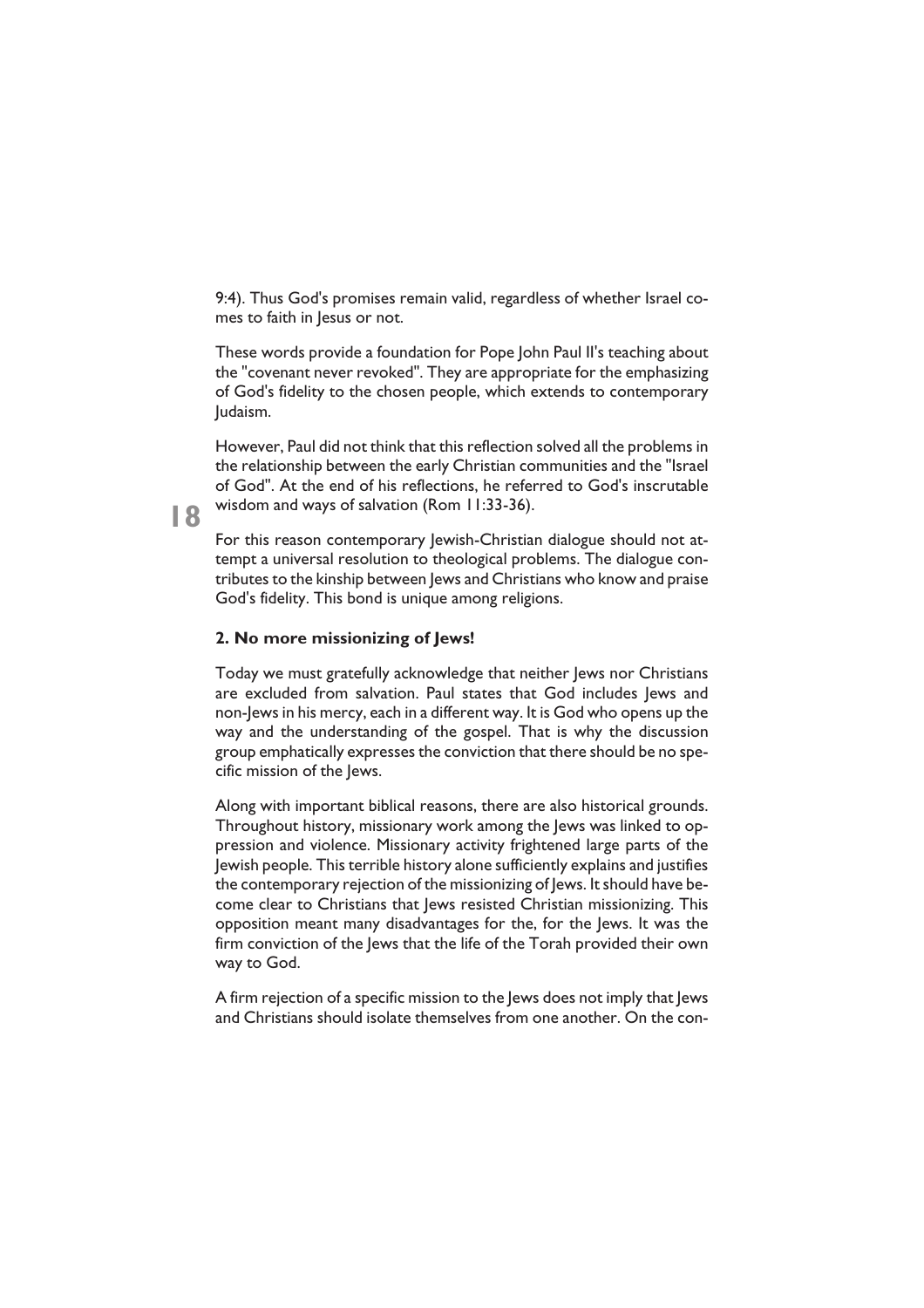9:4). Thus God's promises remain valid, regardless of whether Israel comes to faith in Jesus or not.

These words provide a foundation for Pope John Paul II's teaching about the "covenant never revoked". They are appropriate for the emphasizing of God's fidelity to the chosen people, which extends to contemporary Judaism.

However, Paul did not think that this reflection solved all the problems in the relationship between the early Christian communities and the "Israel of God". At the end of his reflections, he referred to God's inscrutable wisdom and ways of salvation (Rom 11:33-36).

For this reason contemporary Jewish-Christian dialogue should not attempt a universal resolution to theological problems. The dialogue contributes to the kinship between Jews and Christians who know and praise God's fidelity. This bond is unique among religions.

**2. No more missionizing of Jews!**

Today we must gratefully acknowledge that neither Jews nor Christians are excluded from salvation. Paul states that God includes Jews and non-Jews in his mercy, each in a different way. It is God who opens up the way and the understanding of the gospel. That is why the discussion group emphatically expresses the conviction that there should be no specific mission of the Jews.

Along with important biblical reasons, there are also historical grounds. Throughout history, missionary work among the Jews was linked to oppression and violence. Missionary activity frightened large parts of the Jewish people. This terrible history alone sufficiently explains and justifies the contemporary rejection of the missionizing of Jews. It should have become clear to Christians that Jews resisted Christian missionizing. This opposition meant many disadvantages for the, for the Jews. It was the firm conviction of the Jews that the life of the Torah provided their own way to God.

A firm rejection of a specific mission to the Jews does not imply that Jews and Christians should isolate themselves from one another. On the con-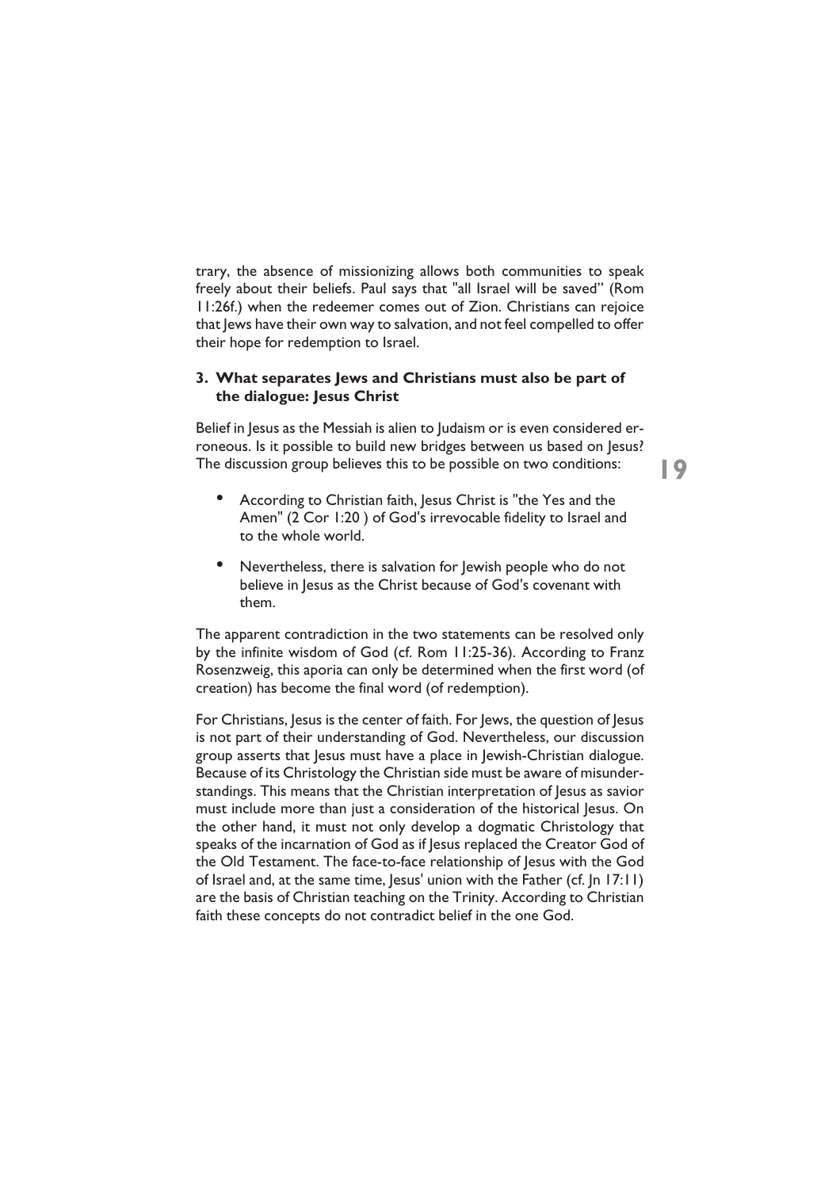trary, the absence of missionizing allows both communities to speak freely about their beliefs. Paul says that "all Israel will be saved" (Rom 11:26f.) when the redeemer comes out of Zion. Christians can rejoice that Jews have their own way to salvation, and not feel compelled to offer their hope for redemption to Israel.

### 3. What separates Jews and Christians must also be part of the dialogue: Jesus Christ

Belief in Jesus as the Messiah is alien to Judaism or is even considered erroneous. Is it possible to build new bridges between us based on Jesus? The discussion group believes this to be possible on two conditions:

- According to Christian faith, Jesus Christ is "the Yes and the Amen" (2 Cor 1:20 ) of God's irrevocable fidelity to Israel and to the whole world.
- Nevertheless, there is salvation for Jewish people who do not believe in Jesus as the Christ because of God's covenant with them.

The apparent contradiction in the two statements can be resolved only by the infinite wisdom of God (cf. Rom 11:25-36). According to Franz Rosenzweig, this aporia can only be determined when the first word (of creation) has become the final word (of redemption).

For Christians, Jesus is the center of faith. For Jews, the question of Jesus is not part of their understanding of God. Nevertheless, our discussion group asserts that Jesus must have a place in Jewish-Christian dialogue. Because of its Christology the Christian side must be aware of misunderstandings. This means that the Christian interpretation of Jesus as savior must include more than just a consideration of the historical Jesus. On the other hand, it must not only develop a dogmatic Christology that speaks of the incarnation of God as if Jesus replaced the Creator God of the Old Testament. The face-to-face relationship of Jesus with the God of Israel and, at the same time, Jesus' union with the Father (cf. Jn 17:11) are the basis of Christian teaching on the Trinity. According to Christian faith these concepts do not contradict belief in the one God.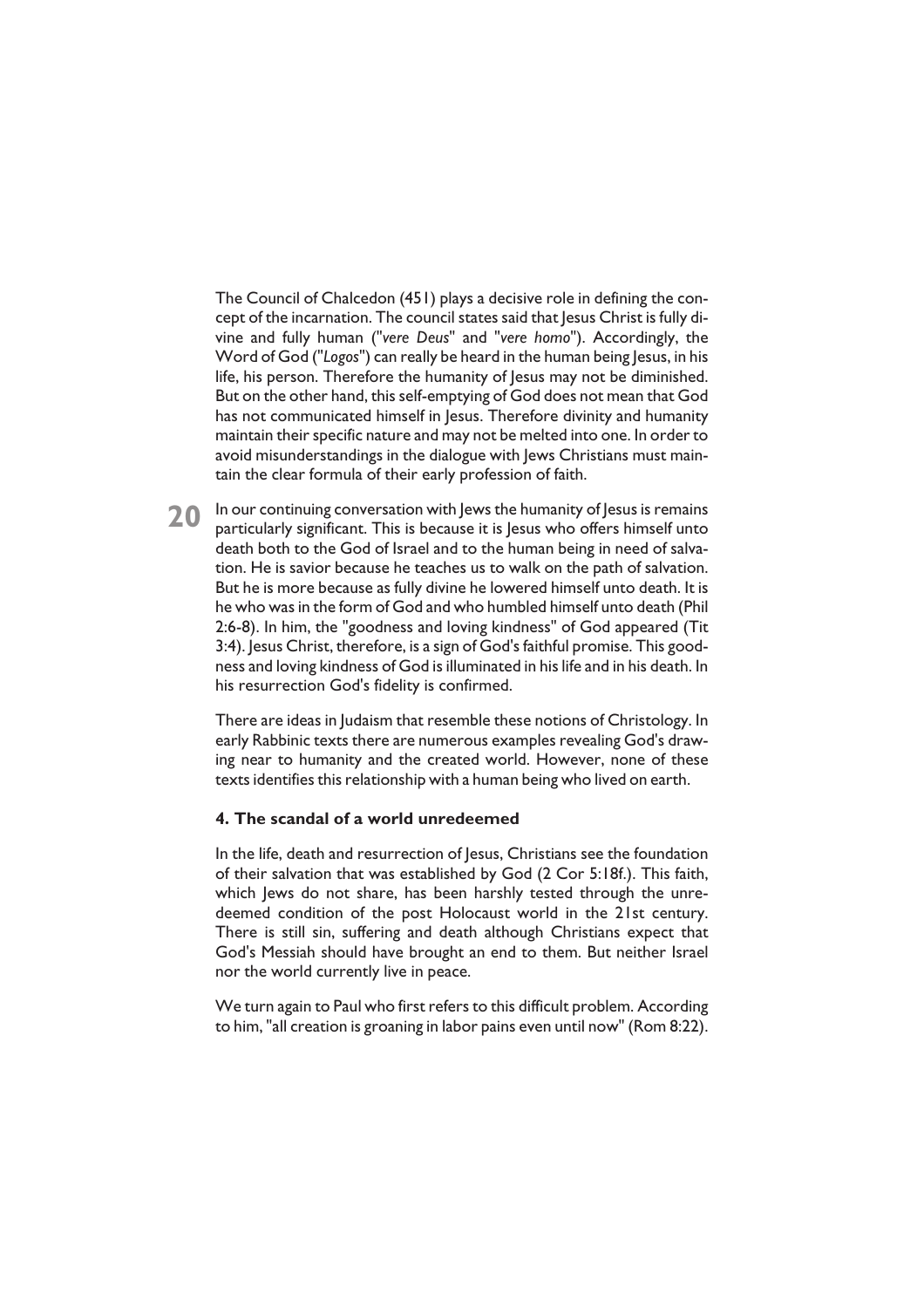The Council of Chalcedon (451) plays a decisive role in defining the concept of the incarnation. The council states said that Jesus Christ is fully divine and fully human ("*vere Deus*" and "*vere homo*"). Accordingly, the Word of God ("*Logos*") can really be heard in the human being Jesus, in his life, his person. Therefore the humanity of Jesus may not be diminished. But on the other hand, this self-emptying of God does not mean that God has not communicated himself in Jesus. Therefore divinity and humanity maintain their specific nature and may not be melted into one. In order to avoid misunderstandings in the dialogue with Jews Christians must maintain the clear formula of their early profession of faith.

In our continuing conversation with Jews the humanity of Jesus is remains particularly significant. This is because it is Jesus who offers himself unto death both to the God of Israel and to the human being in need of salvation. He is savior because he teaches us to walk on the path of salvation. But he is more because as fully divine he lowered himself unto death. It is he who was in the form of God and who humbled himself unto death (Phil 2:6-8). In him, the "goodness and loving kindness" of God appeared (Tit 3:4). Jesus Christ, therefore, is a sign of God's faithful promise. This goodness and loving kindness of God is illuminated in his life and in his death. In his resurrection God's fidelity is confirmed.

There are ideas in Judaism that resemble these notions of Christology. In early Rabbinic texts there are numerous examples revealing God's drawing near to humanity and the created world. However, none of these texts identifies this relationship with a human being who lived on earth.

#### 4. The scandal of a world unredeemed

In the life, death and resurrection of Jesus, Christians see the foundation of their salvation that was established by God (2 Cor 5:18f.). This faith, which Jews do not share, has been harshly tested through the unredeemed condition of the post Holocaust world in the 21st century. There is still sin, suffering and death although Christians expect that God's Messiah should have brought an end to them. But neither Israel nor the world currently live in peace.

We turn again to Paul who first refers to this difficult problem. According to him, "all creation is groaning in labor pains even until now" (Rom 8:22).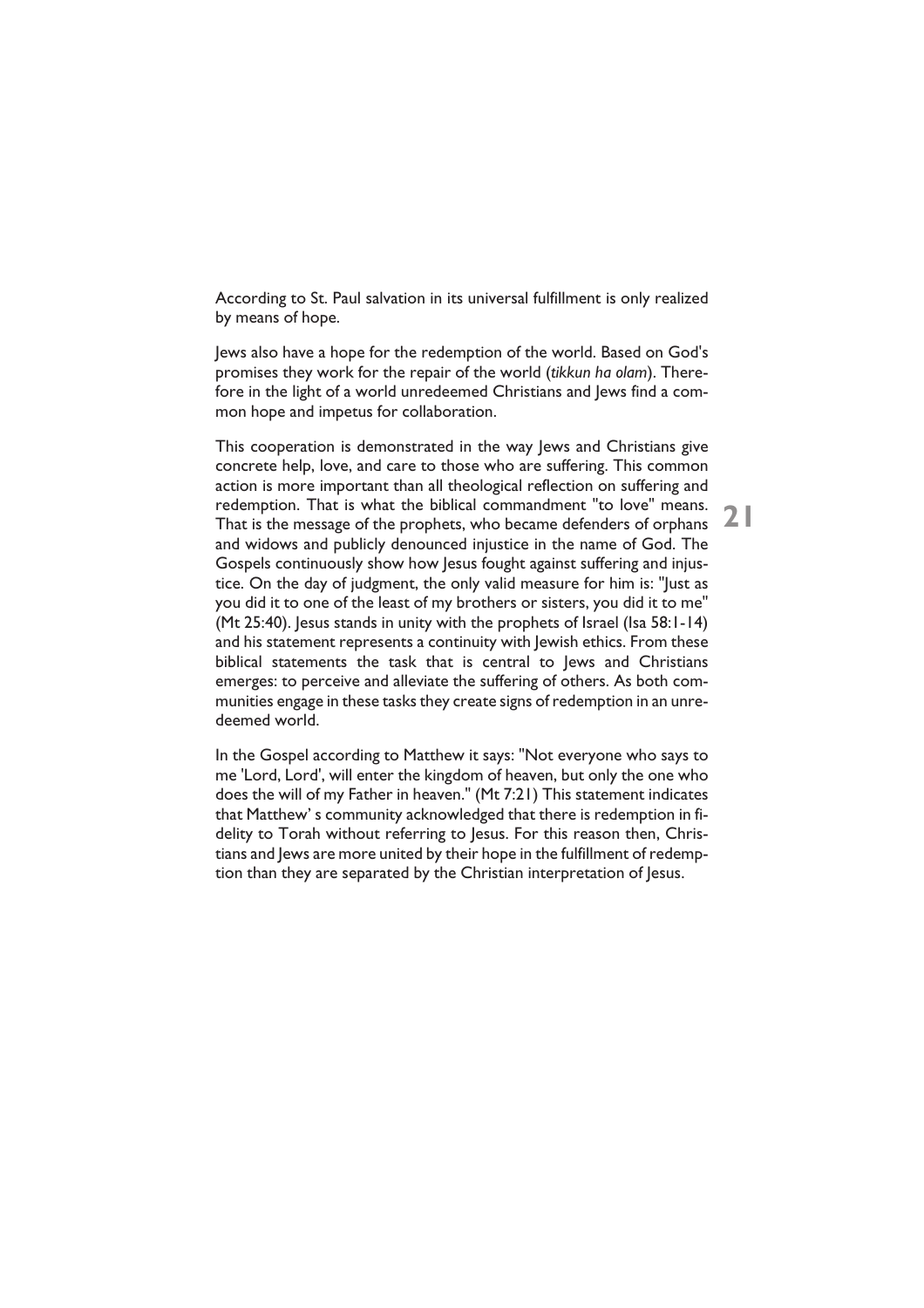According to St. Paul salvation in its universal fulfillment is only realized by means of hope.

Jews also have a hope for the redemption of the world. Based on God's promises they work for the repair of the world (*tikkun ha olam*). Therefore in the light of a world unredeemed Christians and Jews find a common hope and impetus for collaboration.

This cooperation is demonstrated in the way Jews and Christians give concrete help, love, and care to those who are suffering. This common action is more important than all theological reflection on suffering and redemption. That is what the biblical commandment "to love" means. That is the message of the prophets, who became defenders of orphans and widows and publicly denounced injustice in the name of God. The Gospels continuously show how Jesus fought against suffering and injustice. On the day of judgment, the only valid measure for him is: "Just as you did it to one of the least of my brothers or sisters, you did it to me" (Mt 25:40). Jesus stands in unity with the prophets of Israel (Isa 58:1-14) and his statement represents a continuity with Jewish ethics. From these biblical statements the task that is central to Jews and Christians emerges: to perceive and alleviate the suffering of others. As both communities engage in these tasks they create signs of redemption in an unredeemed world.

In the Gospel according to Matthew it says: "Not everyone who says to me 'Lord, Lord', will enter the kingdom of heaven, but only the one who does the will of my Father in heaven." (Mt 7:21) This statement indicates that Matthew' s community acknowledged that there is redemption in fidelity to Torah without referring to Jesus. For this reason then, Christians and Jews are more united by their hope in the fulfillment of redemption than they are separated by the Christian interpretation of Jesus.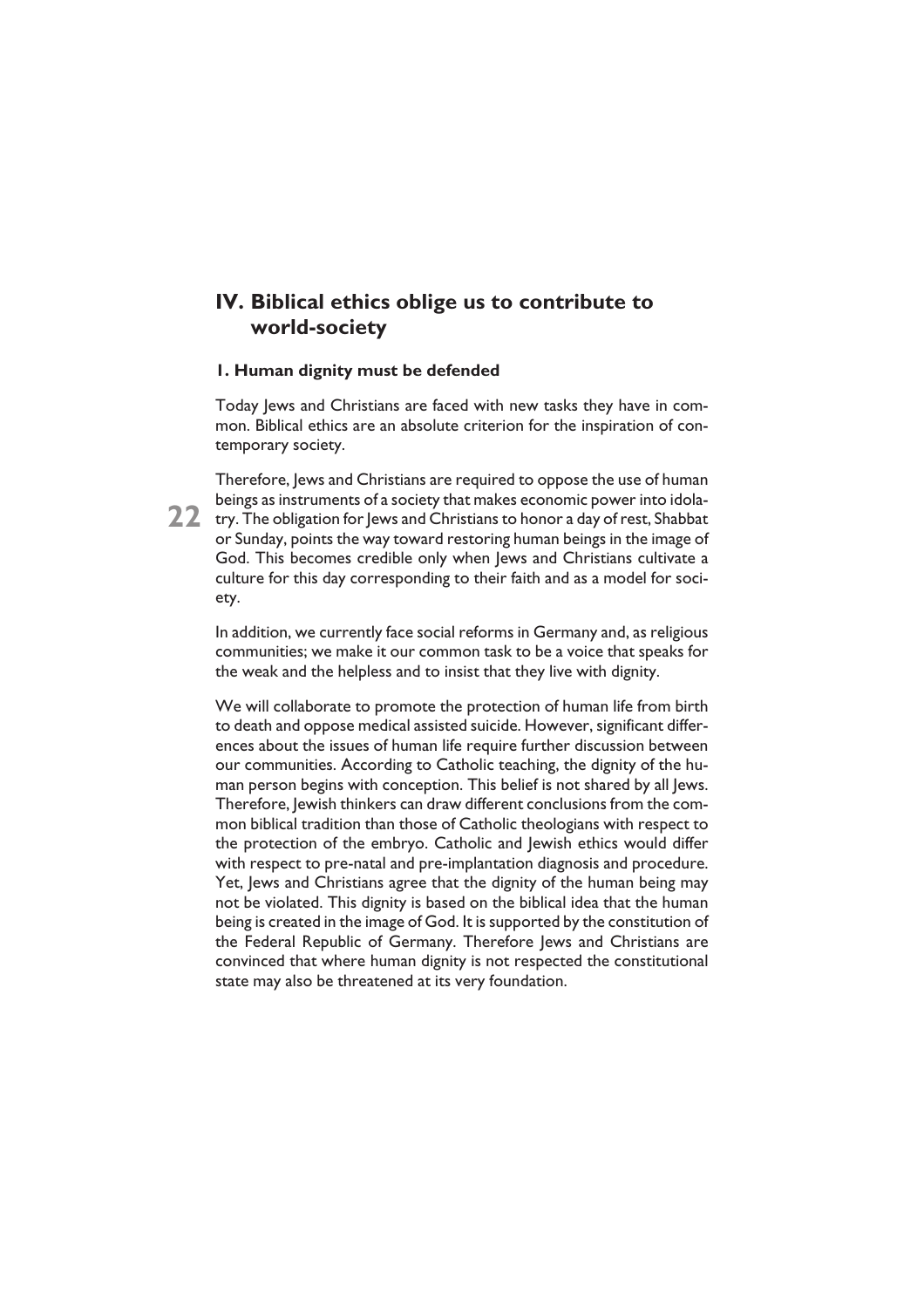## IV. Biblical ethics oblige us to contribute to world-society

### 1. Human dignity must be defended

Today Jews and Christians are faced with new tasks they have in common. Biblical ethics are an absolute criterion for the inspiration of contemporary society.

Therefore, Jews and Christians are required to oppose the use of human beings as instruments of a society that makes economic power into idolatry. The obligation for Jews and Christians to honor a day of rest, Shabbat or Sunday, points the way toward restoring human beings in the image of God. This becomes credible only when Jews and Christians cultivate a culture for this day corresponding to their faith and as a model for society.

In addition, we currently face social reforms in Germany and, as religious communities; we make it our common task to be a voice that speaks for the weak and the helpless and to insist that they live with dignity.

We will collaborate to promote the protection of human life from birth to death and oppose medical assisted suicide. However, significant differences about the issues of human life require further discussion between our communities. According to Catholic teaching, the dignity of the human person begins with conception. This belief is not shared by all Jews. Therefore, Jewish thinkers can draw different conclusions from the common biblical tradition than those of Catholic theologians with respect to the protection of the embryo. Catholic and Jewish ethics would differ with respect to pre-natal and pre-implantation diagnosis and procedure. Yet, Jews and Christians agree that the dignity of the human being may not be violated. This dignity is based on the biblical idea that the human being is created in the image of God. It is supported by the constitution of the Federal Republic of Germany. Therefore Jews and Christians are convinced that where human dignity is not respected the constitutional state may also be threatened at its very foundation.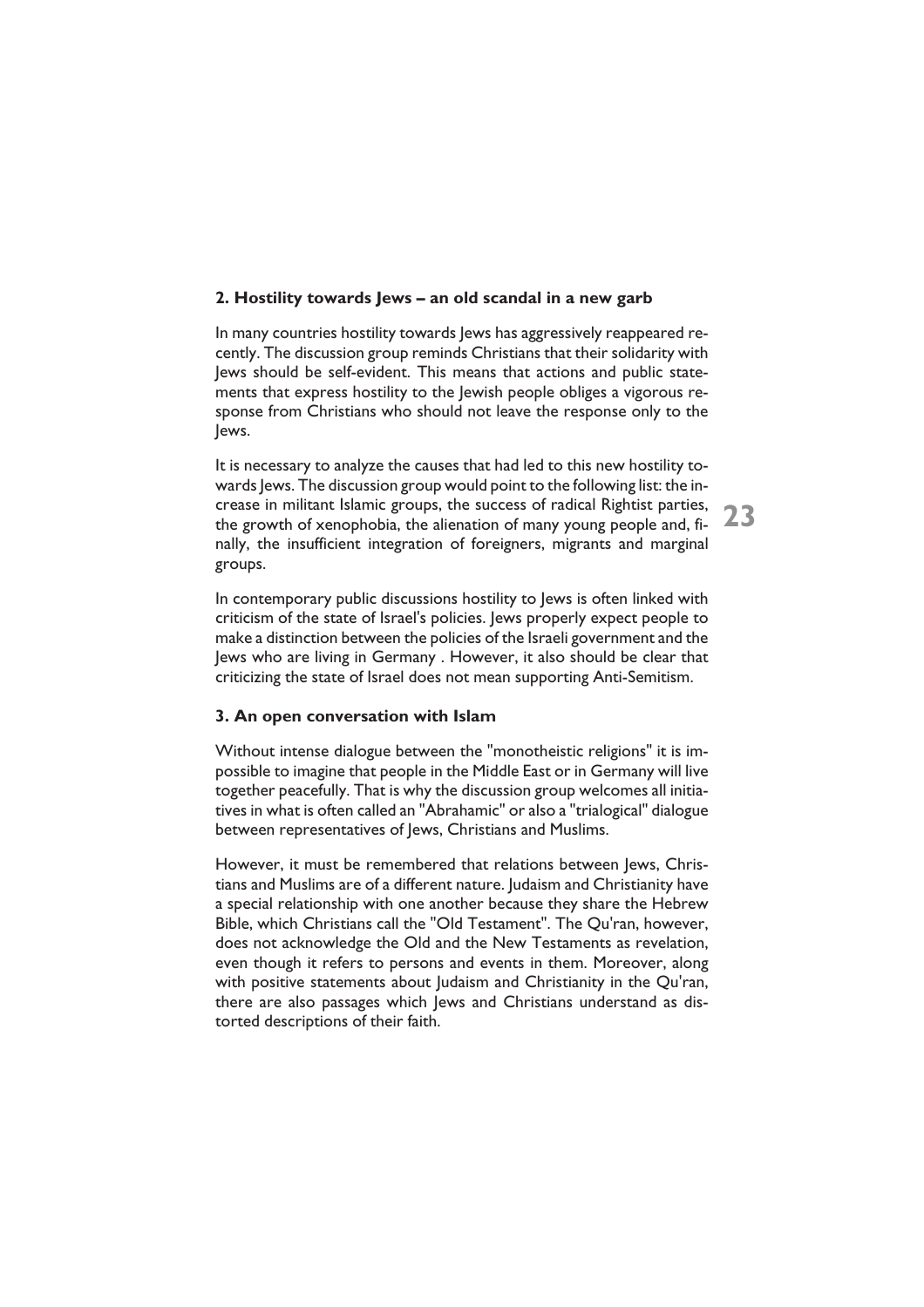## 2. Hostility towards Jews – an old scandal in a new garb

In many countries hostility towards Jews has aggressively reappeared recently. The discussion group reminds Christians that their solidarity with Jews should be self-evident. This means that actions and public statements that express hostility to the Jewish people obliges a vigorous response from Christians who should not leave the response only to the Jews.

It is necessary to analyze the causes that had led to this new hostility towards Jews. The discussion group would point to the following list: the increase in militant Islamic groups, the success of radical Rightist parties, the growth of xenophobia, the alienation of many young people and, finally, the insufficient integration of foreigners, migrants and marginal groups.

In contemporary public discussions hostility to Jews is often linked with criticism of the state of Israel's policies. Jews properly expect people to make a distinction between the policies of the Israeli government and the Jews who are living in Germany . However, it also should be clear that criticizing the state of Israel does not mean supporting Anti-Semitism.

## 3. An open conversation with Islam

Without intense dialogue between the "monotheistic religions" it is impossible to imagine that people in the Middle East or in Germany will live together peacefully. That is why the discussion group welcomes all initiatives in what is often called an "Abrahamic" or also a "trialogical" dialogue between representatives of Jews, Christians and Muslims.

However, it must be remembered that relations between Jews, Christians and Muslims are of a different nature. Judaism and Christianity have a special relationship with one another because they share the Hebrew Bible, which Christians call the "Old Testament". The Qu'ran, however, does not acknowledge the Old and the New Testaments as revelation, even though it refers to persons and events in them. Moreover, along with positive statements about Judaism and Christianity in the Qu'ran, there are also passages which Jews and Christians understand as distorted descriptions of their faith.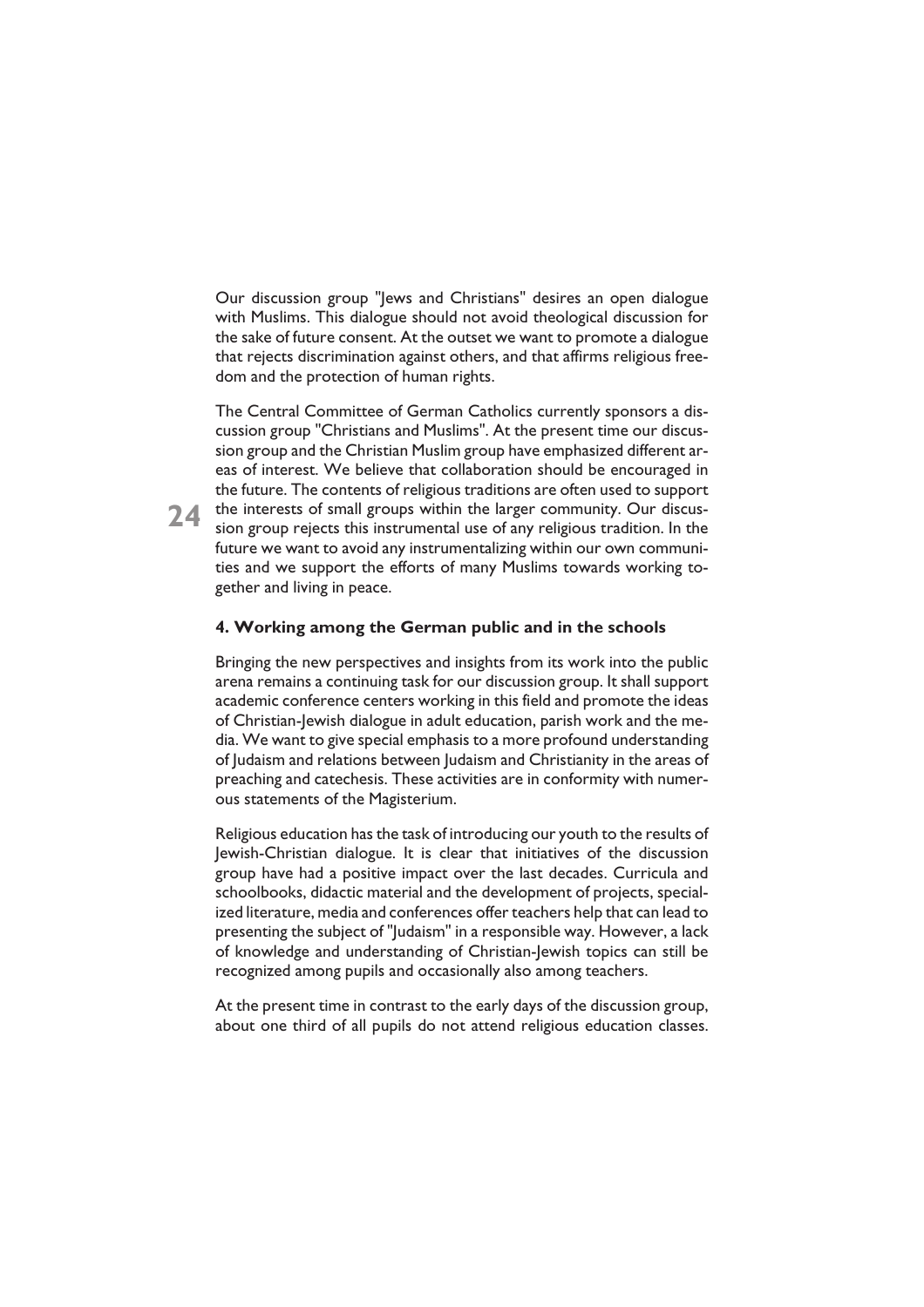Our discussion group "Jews and Christians" desires an open dialogue with Muslims. This dialogue should not avoid theological discussion for the sake of future consent. At the outset we want to promote a dialogue that rejects discrimination against others, and that affirms religious freedom and the protection of human rights.

The Central Committee of German Catholics currently sponsors a discussion group "Christians and Muslims". At the present time our discussion group and the Christian Muslim group have emphasized different areas of interest. We believe that collaboration should be encouraged in the future. The contents of religious traditions are often used to support the interests of small groups within the larger community. Our discussion group rejects this instrumental use of any religious tradition. In the future we want to avoid any instrumentalizing within our own communities and we support the efforts of many Muslims towards working together and living in peace.

#### 4. Working among the German public and in the schools

Bringing the new perspectives and insights from its work into the public arena remains a continuing task for our discussion group. It shall support academic conference centers working in this field and promote the ideas of Christian-Jewish dialogue in adult education, parish work and the media. We want to give special emphasis to a more profound understanding of Judaism and relations between Judaism and Christianity in the areas of preaching and catechesis. These activities are in conformity with numerous statements of the Magisterium.

Religious education has the task of introducing our youth to the results of Jewish-Christian dialogue. It is clear that initiatives of the discussion group have had a positive impact over the last decades. Curricula and schoolbooks, didactic material and the development of projects, specialized literature, media and conferences offer teachers help that can lead to presenting the subject of "Judaism" in a responsible way. However, a lack of knowledge and understanding of Christian-Jewish topics can still be recognized among pupils and occasionally also among teachers.

At the present time in contrast to the early days of the discussion group, about one third of all pupils do not attend religious education classes.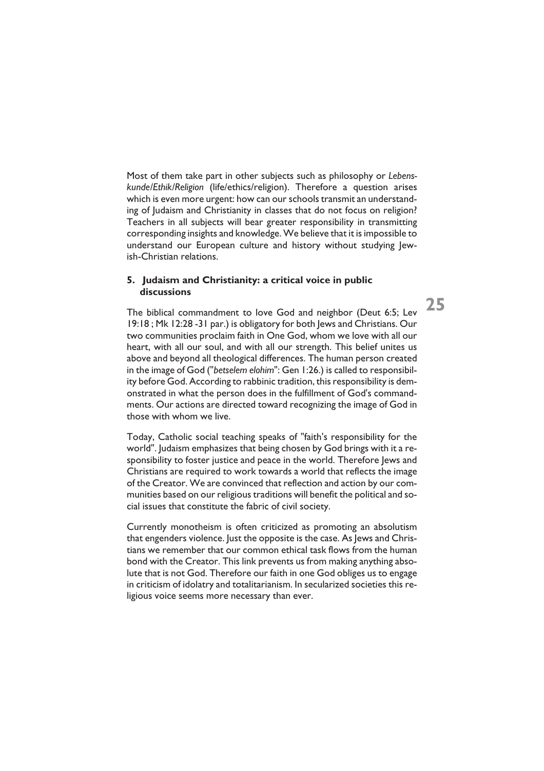Most of them take part in other subjects such as philosophy or *Lebenskunde/Ethik/Religion* (life/ethics/religion). Therefore a question arises which is even more urgent: how can our schools transmit an understanding of Judaism and Christianity in classes that do not focus on religion? Teachers in all subjects will bear greater responsibility in transmitting corresponding insights and knowledge. We believe that it is impossible to understand our European culture and history without studying Jewish-Christian relations.

### 5. Judaism and Christianity: a critical voice in public discussions

The biblical commandment to love God and neighbor (Deut 6:5; Lev 19:18 ; Mk 12:28 -31 par.) is obligatory for both Jews and Christians. Our two communities proclaim faith in One God, whom we love with all our heart, with all our soul, and with all our strength. This belief unites us above and beyond all theological differences. The human person created in the image of God ("*betselem elohim*": Gen 1:26.) is called to responsibility before God. According to rabbinic tradition, this responsibility is demonstrated in what the person does in the fulfillment of God's commandments. Our actions are directed toward recognizing the image of God in those with whom we live.

Today, Catholic social teaching speaks of "faith's responsibility for the world". Judaism emphasizes that being chosen by God brings with it a responsibility to foster justice and peace in the world. Therefore Jews and Christians are required to work towards a world that reflects the image of the Creator. We are convinced that reflection and action by our communities based on our religious traditions will benefit the political and social issues that constitute the fabric of civil society.

Currently monotheism is often criticized as promoting an absolutism that engenders violence. Just the opposite is the case. As Jews and Christians we remember that our common ethical task flows from the human bond with the Creator. This link prevents us from making anything absolute that is not God. Therefore our faith in one God obliges us to engage in criticism of idolatry and totalitarianism. In secularized societies this religious voice seems more necessary than ever.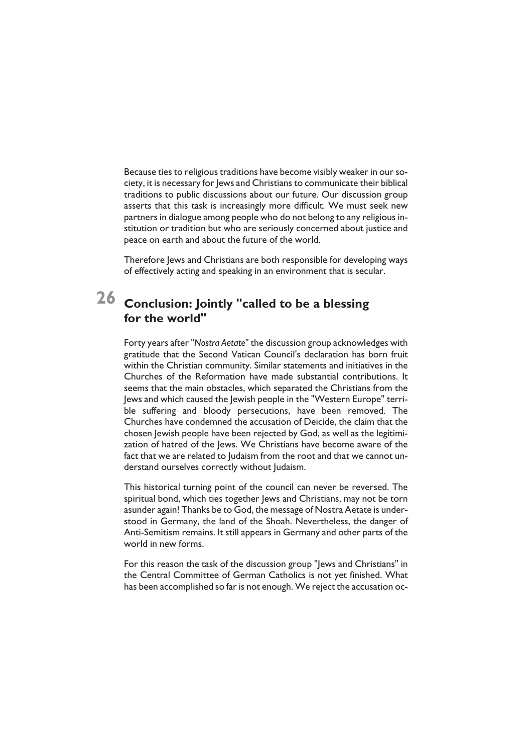Because ties to religious traditions have become visibly weaker in our society, it is necessary for Jews and Christians to communicate their biblical traditions to public discussions about our future. Our discussion group asserts that this task is increasingly more difficult. We must seek new partners in dialogue among people who do not belong to any religious institution or tradition but who are seriously concerned about justice and peace on earth and about the future of the world.

Therefore Jews and Christians are both responsible for developing ways of effectively acting and speaking in an environment that is secular.

## 26 Conclusion: Jointly "called to be a blessing for the world"

Forty years after "*Nostra Aetate*" the discussion group acknowledges with gratitude that the Second Vatican Council's declaration has born fruit within the Christian community. Similar statements and initiatives in the Churches of the Reformation have made substantial contributions. It seems that the main obstacles, which separated the Christians from the Jews and which caused the Jewish people in the "Western Europe" terrible suffering and bloody persecutions, have been removed. The Churches have condemned the accusation of Deicide, the claim that the chosen Jewish people have been rejected by God, as well as the legitimization of hatred of the Jews. We Christians have become aware of the fact that we are related to Judaism from the root and that we cannot understand ourselves correctly without Judaism.

This historical turning point of the council can never be reversed. The spiritual bond, which ties together Jews and Christians, may not be torn asunder again! Thanks be to God, the message of Nostra Aetate is understood in Germany, the land of the Shoah. Nevertheless, the danger of Anti-Semitism remains. It still appears in Germany and other parts of the world in new forms.

For this reason the task of the discussion group "Jews and Christians" in the Central Committee of German Catholics is not yet finished. What has been accomplished so far is not enough. We reject the accusation oc-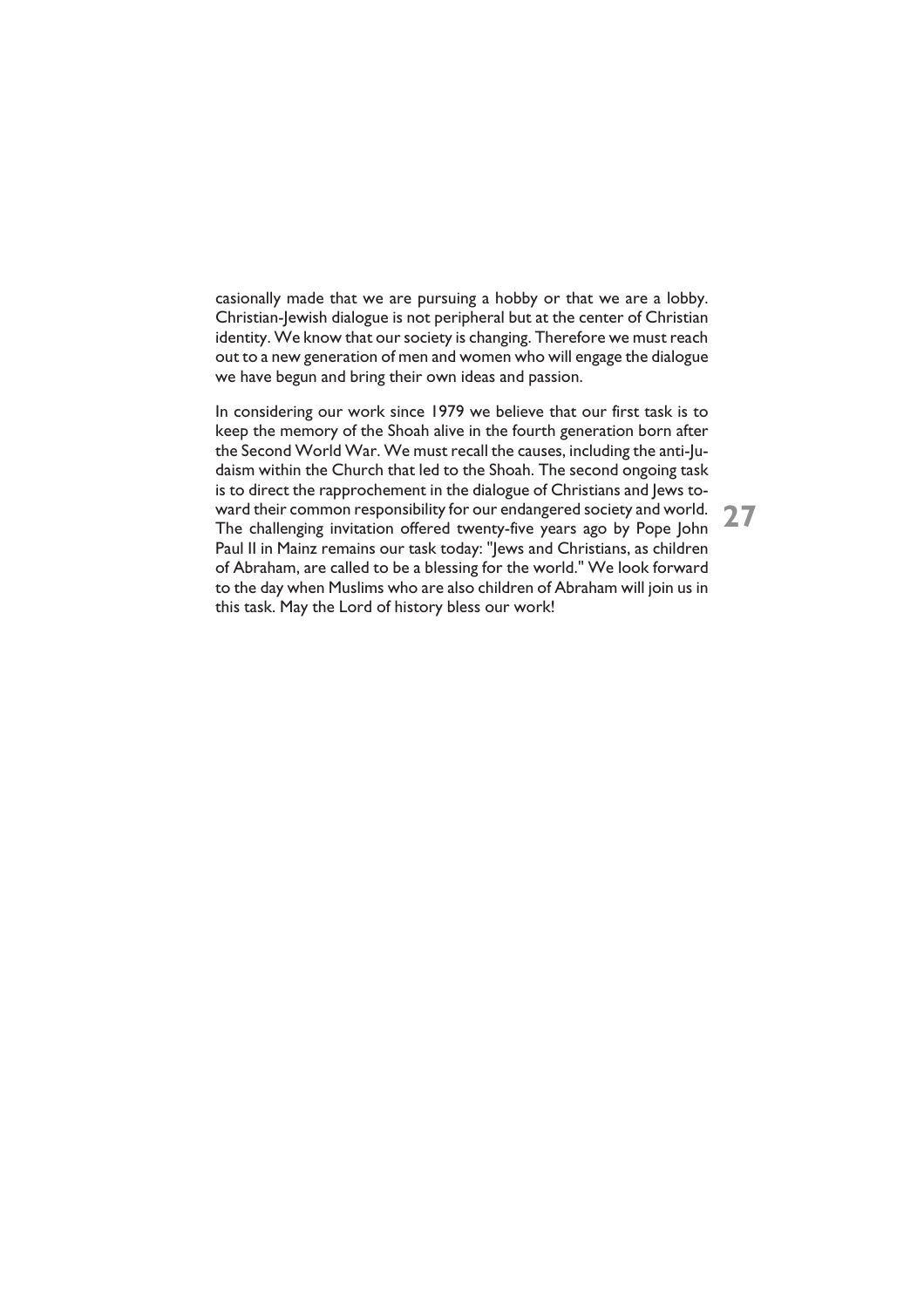casionally made that we are pursuing a hobby or that we are a lobby. Christian-Jewish dialogue is not peripheral but at the center of Christian identity. We know that our society is changing. Therefore we must reach out to a new generation of men and women who will engage the dialogue we have begun and bring their own ideas and passion.

In considering our work since 1979 we believe that our first task is to keep the memory of the Shoah alive in the fourth generation born after the Second World War. We must recall the causes, including the anti-Judaism within the Church that led to the Shoah. The second ongoing task is to direct the rapprochement in the dialogue of Christians and Jews toward their common responsibility for our endangered society and world. The challenging invitation offered twenty-five years ago by Pope John Paul II in Mainz remains our task today: "Jews and Christians, as children of Abraham, are called to be a blessing for the world." We look forward to the day when Muslims who are also children of Abraham will join us in this task. May the Lord of history bless our work!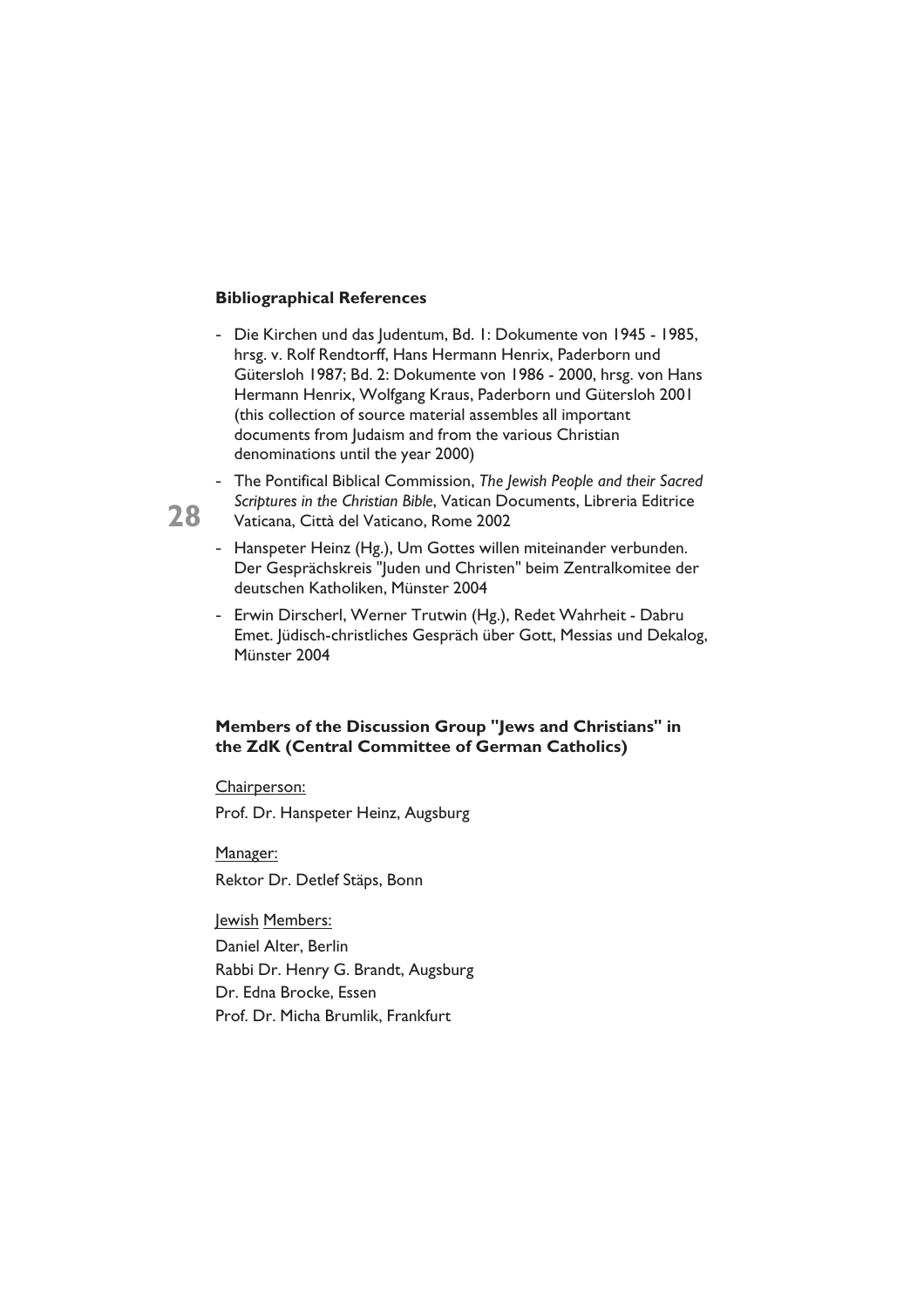**Bibliographical References**

- Die Kirchen und das Judentum, Bd. 1: Dokumente von 1945 - 1985, hrsg. v. Rolf Rendtorff, Hans Hermann Henrix, Paderborn und Gütersloh 1987; Bd. 2: Dokumente von 1986 - 2000, hrsg. von Hans Hermann Henrix, Wolfgang Kraus, Paderborn und Gütersloh 2001 (this collection of source material assembles all important documents from Judaism and from the various Christian denominations until the year 2000)
- The Pontifical Biblical Commission, *The Jewish People and their Sacred Scriptures in the Christian Bible*, Vatican Documents, Libreria Editrice Vaticana, Città del Vaticano, Rome 2002
- Hanspeter Heinz (Hg.), Um Gottes willen miteinander verbunden. Der Gesprächskreis "Juden und Christen" beim Zentralkomitee der deutschen Katholiken, Münster 2004
- Erwin Dirscherl, Werner Trutwin (Hg.), Redet Wahrheit - Dabru Emet. Jüdisch-christliches Gespräch über Gott, Messias und Dekalog, Münster 2004

**Members of the Discussion Group "Jews and Christians" in the ZdK (Central Committee of German Catholics)**

Chairperson:

Prof. Dr. Hanspeter Heinz, Augsburg

Manager:

Rektor Dr. Detlef Stäps, Bonn

Jewish Members:

Daniel Alter, Berlin
Rabbi Dr. Henry G. Brandt, Augsburg
Dr. Edna Brocke, Essen
Prof. Dr. Micha Brumlik, Frankfurt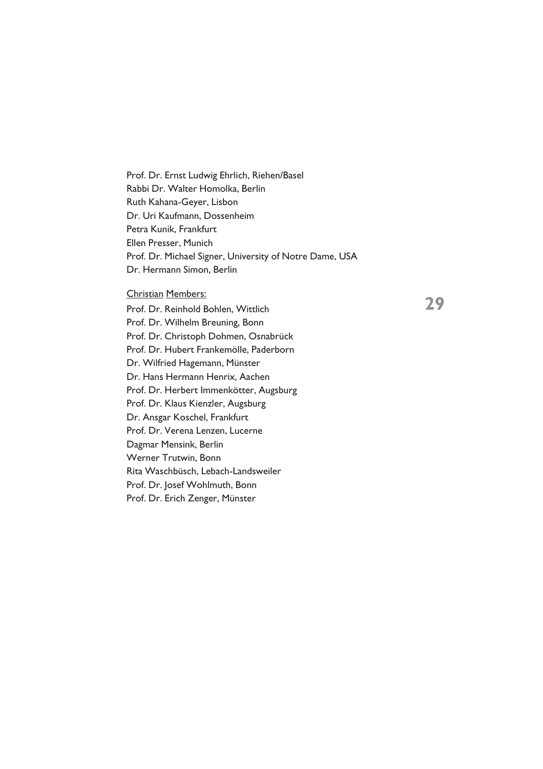Prof. Dr. Ernst Ludwig Ehrlich, Riehen/Basel
Rabbi Dr. Walter Homolka, Berlin
Ruth Kahana-Geyer, Lisbon
Dr. Uri Kaufmann, Dossenheim
Petra Kunik, Frankfurt
Ellen Presser, Munich
Prof. Dr. Michael Signer, University of Notre Dame, USA
Dr. Hermann Simon, Berlin

Christian Members:

Prof. Dr. Reinhold Bohlen, Wittlich
Prof. Dr. Wilhelm Breuning, Bonn
Prof. Dr. Christoph Dohmen, Osnabrück
Prof. Dr. Hubert Frankemölle, Paderborn
Dr. Wilfried Hagemann, Münster
Dr. Hans Hermann Henrix, Aachen
Prof. Dr. Herbert Immenkötter, Augsburg
Prof. Dr. Klaus Kienzler, Augsburg
Dr. Ansgar Koschel, Frankfurt
Prof. Dr. Verena Lenzen, Lucerne
Dagmar Mensink, Berlin
Werner Trutwin, Bonn
Rita Waschbüsch, Lebach-Landsweiler
Prof. Dr. Josef Wohlmuth, Bonn
Prof. Dr. Erich Zenger, Münster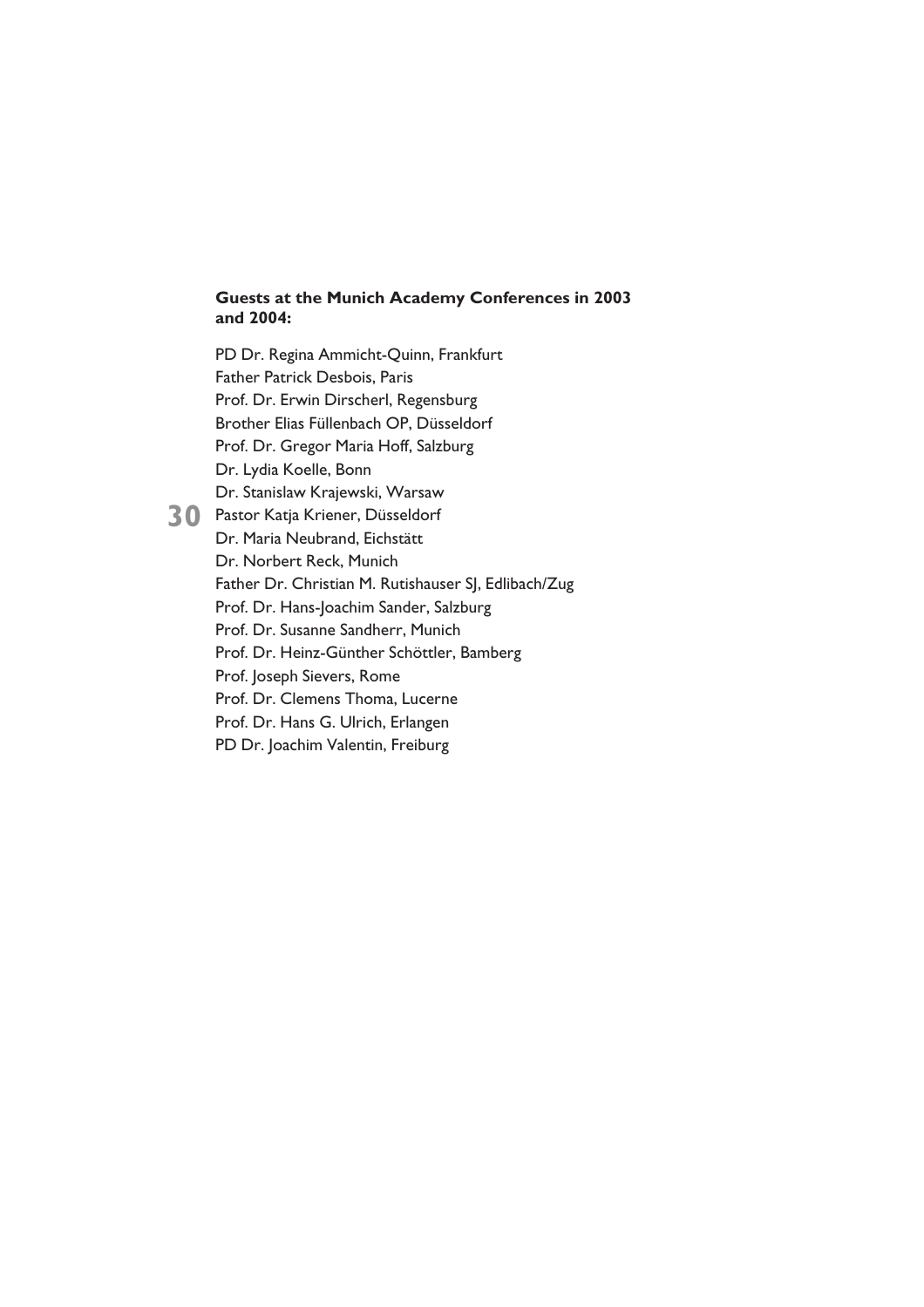**Guests at the Munich Academy Conferences in 2003 and 2004:**

PD Dr. Regina Ammicht-Quinn, Frankfurt
Father Patrick Desbois, Paris
Prof. Dr. Erwin Dirscherl, Regensburg
Brother Elias Füllenbach OP, Düsseldorf
Prof. Dr. Gregor Maria Hoff, Salzburg
Dr. Lydia Koelle, Bonn
Dr. Stanislaw Krajewski, Warsaw
Pastor Katja Kriener, Düsseldorf
Dr. Maria Neubrand, Eichstätt
Dr. Norbert Reck, Munich
Father Dr. Christian M. Rutishauser SJ, Edlibach/Zug
Prof. Dr. Hans-Joachim Sander, Salzburg
Prof. Dr. Susanne Sandherr, Munich
Prof. Dr. Heinz-Günther Schöttler, Bamberg
Prof. Joseph Sievers, Rome
Prof. Dr. Clemens Thoma, Lucerne
Prof. Dr. Hans G. Ulrich, Erlangen
PD Dr. Joachim Valentin, Freiburg